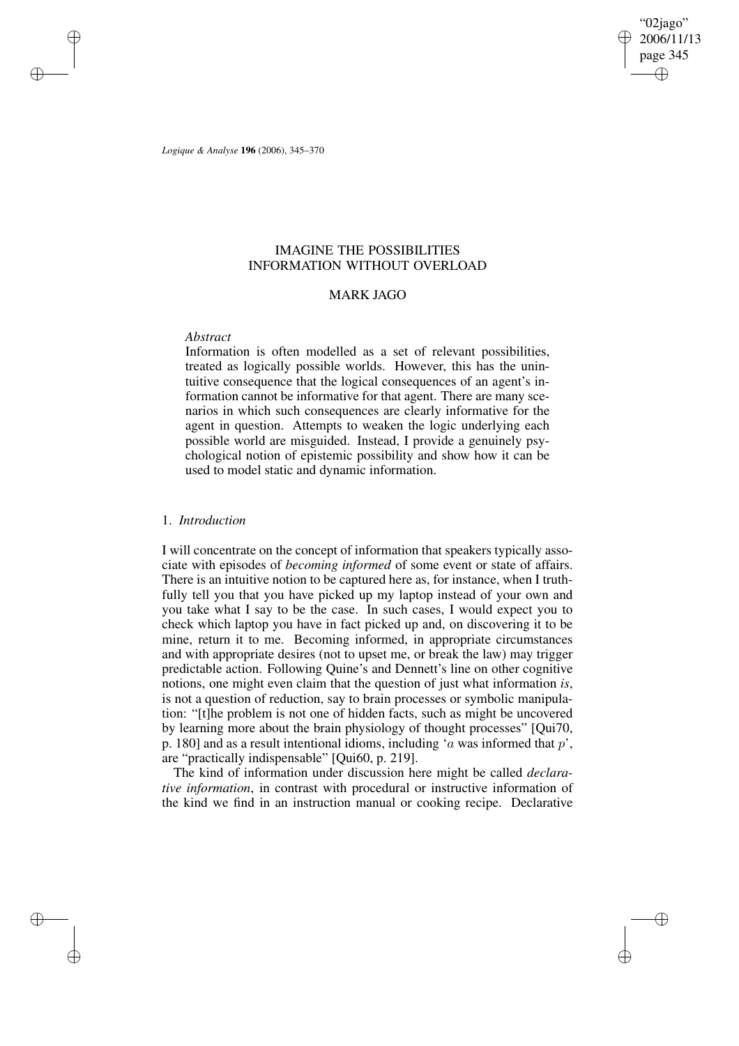# IMAGINE THE POSSIBILITIES
## INFORMATION WITHOUT OVERLOAD

MARK JAGO

*Abstract*

Information is often modelled as a set of relevant possibilities, treated as logically possible worlds. However, this has the unintuitive consequence that the logical consequences of an agent's information cannot be informative for that agent. There are many scenarios in which such consequences are clearly informative for the agent in question. Attempts to weaken the logic underlying each possible world are misguided. Instead, I provide a genuinely psychological notion of epistemic possibility and show how it can be used to model static and dynamic information.

## 1. *Introduction*

I will concentrate on the concept of information that speakers typically associate with episodes of *becoming informed* of some event or state of affairs. There is an intuitive notion to be captured here as, for instance, when I truthfully tell you that you have picked up my laptop instead of your own and you take what I say to be the case. In such cases, I would expect you to check which laptop you have in fact picked up and, on discovering it to be mine, return it to me. Becoming informed, in appropriate circumstances and with appropriate desires (not to upset me, or break the law) may trigger predictable action. Following Quine's and Dennett's line on other cognitive notions, one might even claim that the question of just what information *is*, is not a question of reduction, say to brain processes or symbolic manipulation: "[t]he problem is not one of hidden facts, such as might be uncovered by learning more about the brain physiology of thought processes" [Qui70, p. 180] and as a result intentional idioms, including '$a$ was informed that $p$', are "practically indispensable" [Qui60, p. 219].

The kind of information under discussion here might be called *declarative information*, in contrast with procedural or instructive information of the kind we find in an instruction manual or cooking recipe. Declarative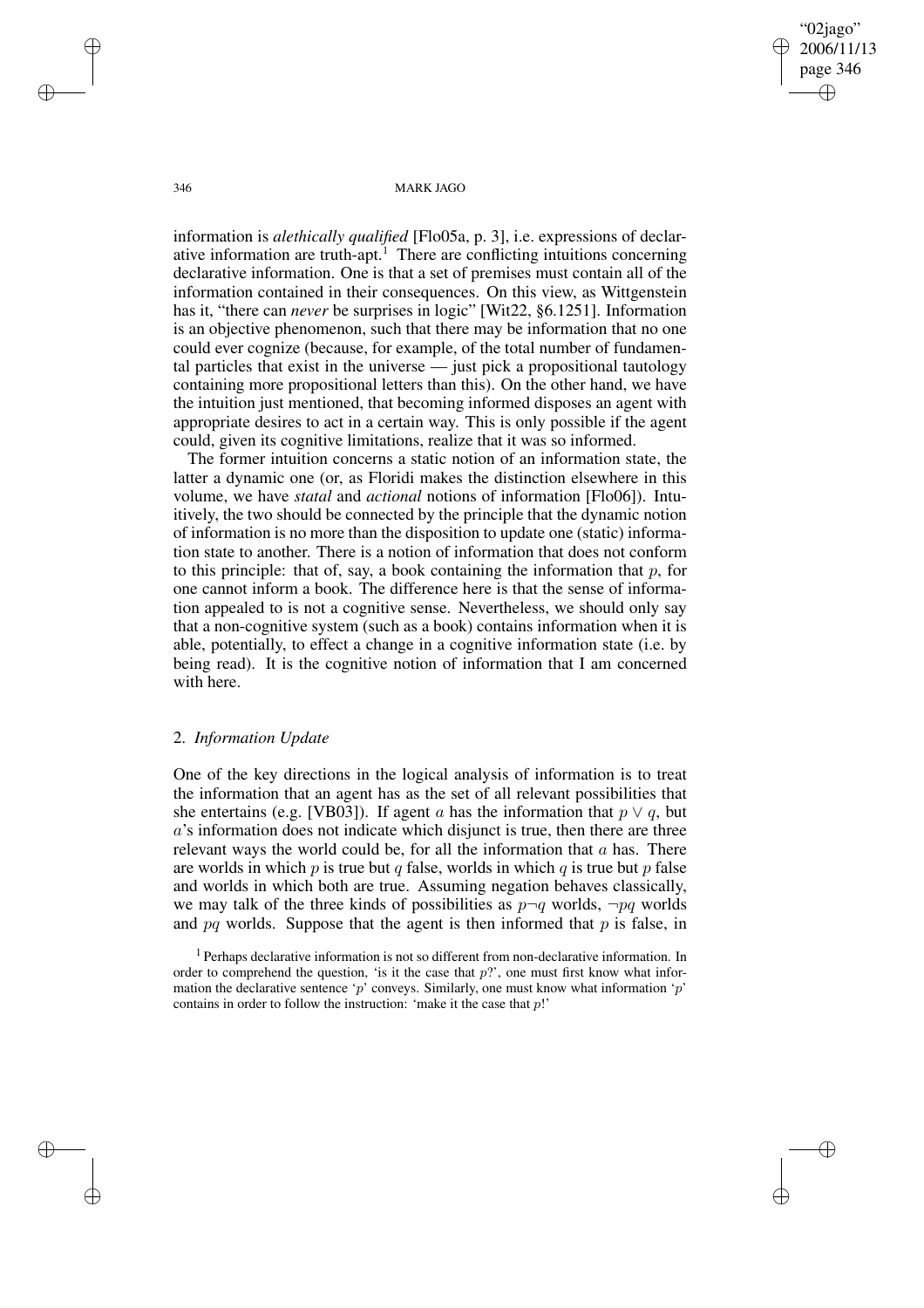information is *alethically qualified* [Flo05a, p. 3], i.e. expressions of declarative information are truth-apt.[1] There are conflicting intuitions concerning declarative information. One is that a set of premises must contain all of the information contained in their consequences. On this view, as Wittgenstein has it, "there can *never* be surprises in logic" [Wit22, §6.1251]. Information is an objective phenomenon, such that there may be information that no one could ever cognize (because, for example, of the total number of fundamental particles that exist in the universe — just pick a propositional tautology containing more propositional letters than this). On the other hand, we have the intuition just mentioned, that becoming informed disposes an agent with appropriate desires to act in a certain way. This is only possible if the agent could, given its cognitive limitations, realize that it was so informed.

The former intuition concerns a static notion of an information state, the latter a dynamic one (or, as Floridi makes the distinction elsewhere in this volume, we have *statal* and *actional* notions of information [Flo06]). Intuitively, the two should be connected by the principle that the dynamic notion of information is no more than the disposition to update one (static) information state to another. There is a notion of information that does not conform to this principle: that of, say, a book containing the information that $p$, for one cannot inform a book. The difference here is that the sense of information appealed to is not a cognitive sense. Nevertheless, we should only say that a non-cognitive system (such as a book) contains information when it is able, potentially, to effect a change in a cognitive information state (i.e. by being read). It is the cognitive notion of information that I am concerned with here.

## 2. *Information Update*

One of the key directions in the logical analysis of information is to treat the information that an agent has as the set of all relevant possibilities that she entertains (e.g. [VB03]). If agent $a$ has the information that $p \vee q$, but $a$'s information does not indicate which disjunct is true, then there are three relevant ways the world could be, for all the information that $a$ has. There are worlds in which $p$ is true but $q$ false, worlds in which $q$ is true but $p$ false and worlds in which both are true. Assuming negation behaves classically, we may talk of the three kinds of possibilities as $p\neg q$ worlds, $\neg pq$ worlds and $pq$ worlds. Suppose that the agent is then informed that $p$ is false, in

[1] Perhaps declarative information is not so different from non-declarative information. In order to comprehend the question, 'is it the case that $p$?', one must first know what information the declarative sentence '$p$' conveys. Similarly, one must know what information '$p$' contains in order to follow the instruction: 'make it the case that $p$!'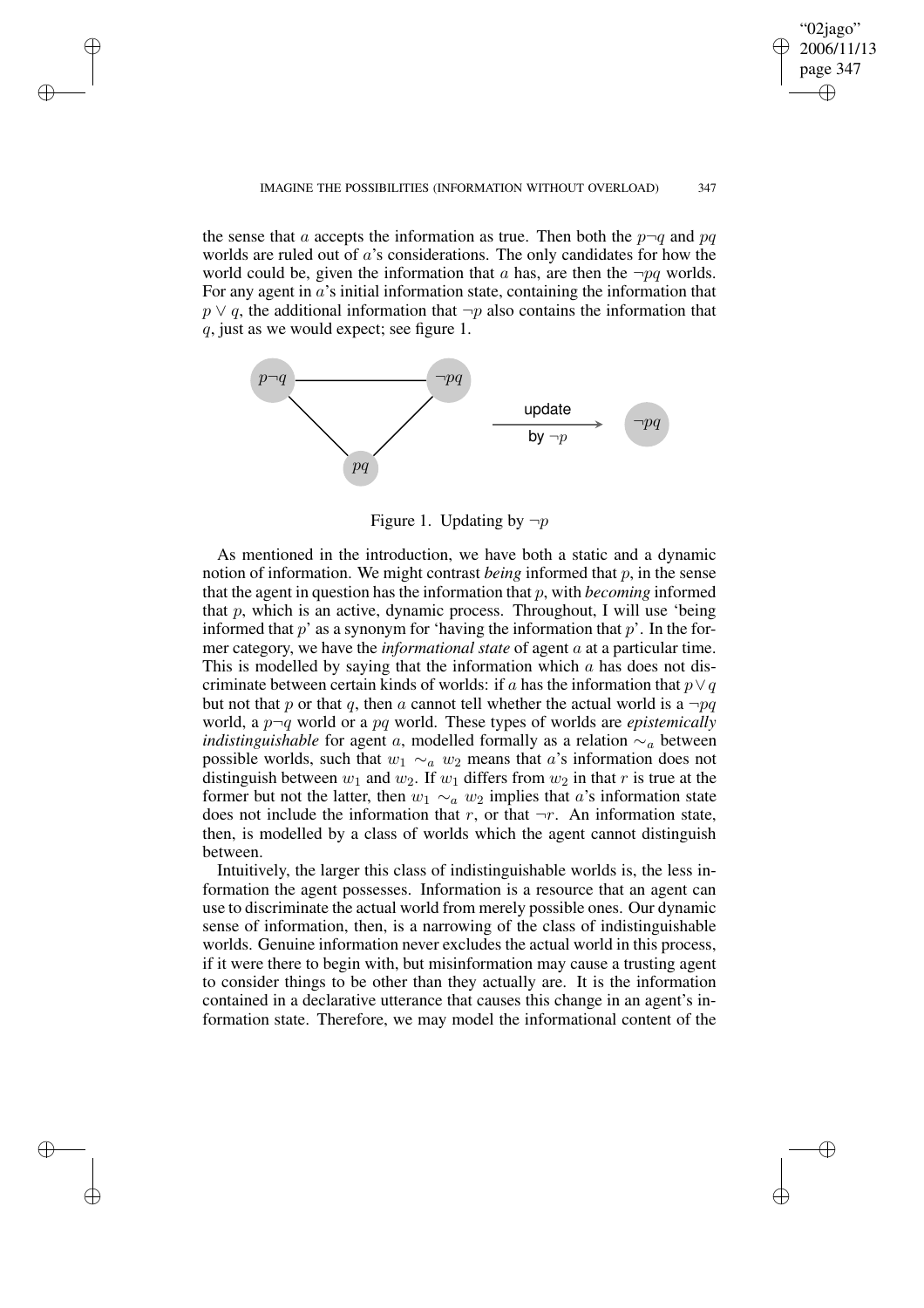the sense that $a$ accepts the information as true. Then both the $p\neg q$ and $pq$ worlds are ruled out of $a$'s considerations. The only candidates for how the world could be, given the information that $a$ has, are then the $\neg pq$ worlds. For any agent in $a$'s initial information state, containing the information that $p \vee q$, the additional information that $\neg p$ also contains the information that $q$, just as we would expect; see figure 1.

Figure 1. Updating by $\neg p$

As mentioned in the introduction, we have both a static and a dynamic notion of information. We might contrast *being* informed that $p$, in the sense that the agent in question has the information that $p$, with *becoming* informed that $p$, which is an active, dynamic process. Throughout, I will use 'being informed that $p$' as a synonym for 'having the information that $p$'. In the former category, we have the *informational state* of agent $a$ at a particular time. This is modelled by saying that the information which $a$ has does not discriminate between certain kinds of worlds: if $a$ has the information that $p \vee q$ but not that $p$ or that $q$, then $a$ cannot tell whether the actual world is a $\neg pq$ world, a $p\neg q$ world or a $pq$ world. These types of worlds are *epistemically indistinguishable* for agent $a$, modelled formally as a relation $\sim_a$ between possible worlds, such that $w_1 \sim_a w_2$ means that $a$'s information does not distinguish between $w_1$ and $w_2$. If $w_1$ differs from $w_2$ in that $r$ is true at the former but not the latter, then $w_1 \sim_a w_2$ implies that $a$'s information state does not include the information that $r$, or that $\neg r$. An information state, then, is modelled by a class of worlds which the agent cannot distinguish between.

Intuitively, the larger this class of indistinguishable worlds is, the less information the agent possesses. Information is a resource that an agent can use to discriminate the actual world from merely possible ones. Our dynamic sense of information, then, is a narrowing of the class of indistinguishable worlds. Genuine information never excludes the actual world in this process, if it were there to begin with, but misinformation may cause a trusting agent to consider things to be other than they actually are. It is the information contained in a declarative utterance that causes this change in an agent's information state. Therefore, we may model the informational content of the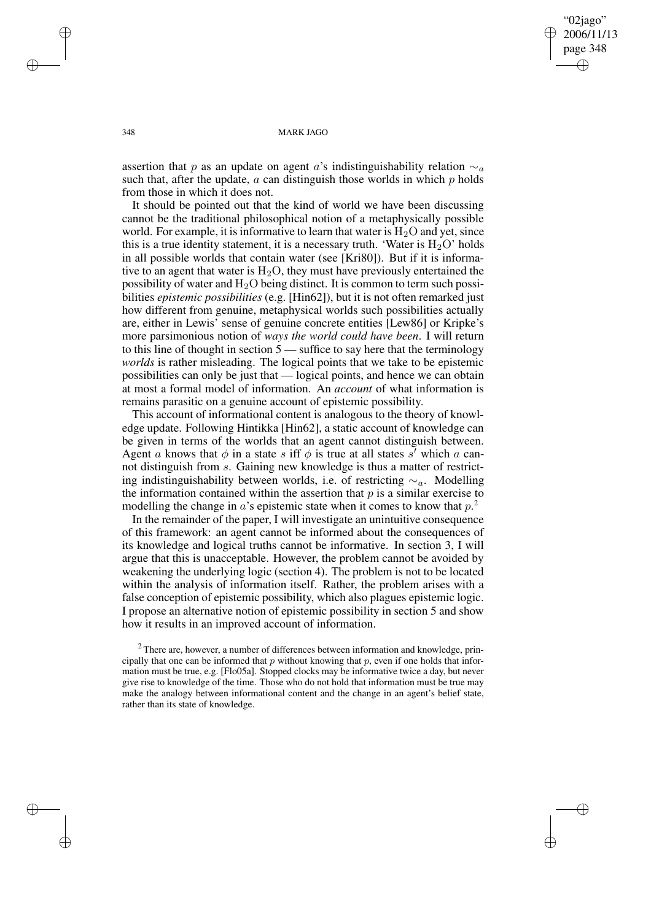assertion that $p$ as an update on agent $a$'s indistinguishability relation $\sim_a$ such that, after the update, $a$ can distinguish those worlds in which $p$ holds from those in which it does not.

It should be pointed out that the kind of world we have been discussing cannot be the traditional philosophical notion of a metaphysically possible world. For example, it is informative to learn that water is $H_2O$ and yet, since this is a true identity statement, it is a necessary truth. 'Water is $H_2O$' holds in all possible worlds that contain water (see [Kri80]). But if it is informative to an agent that water is $H_2O$, they must have previously entertained the possibility of water and $H_2O$ being distinct. It is common to term such possibilities *epistemic possibilities* (e.g. [Hin62]), but it is not often remarked just how different from genuine, metaphysical worlds such possibilities actually are, either in Lewis' sense of genuine concrete entities [Lew86] or Kripke's more parsimonious notion of *ways the world could have been*. I will return to this line of thought in section 5 — suffice to say here that the terminology *worlds* is rather misleading. The logical points that we take to be epistemic possibilities can only be just that — logical points, and hence we can obtain at most a formal model of information. An *account* of what information is remains parasitic on a genuine account of epistemic possibility.

This account of informational content is analogous to the theory of knowledge update. Following Hintikka [Hin62], a static account of knowledge can be given in terms of the worlds that an agent cannot distinguish between. Agent $a$ knows that $\phi$ in a state $s$ iff $\phi$ is true at all states $s'$ which $a$ cannot distinguish from $s$. Gaining new knowledge is thus a matter of restricting indistinguishability between worlds, i.e. of restricting $\sim_a$. Modelling the information contained within the assertion that $p$ is a similar exercise to modelling the change in $a$'s epistemic state when it comes to know that $p$.[2]

In the remainder of the paper, I will investigate an unintuitive consequence of this framework: an agent cannot be informed about the consequences of its knowledge and logical truths cannot be informative. In section 3, I will argue that this is unacceptable. However, the problem cannot be avoided by weakening the underlying logic (section 4). The problem is not to be located within the analysis of information itself. Rather, the problem arises with a false conception of epistemic possibility, which also plagues epistemic logic. I propose an alternative notion of epistemic possibility in section 5 and show how it results in an improved account of information.

[2] There are, however, a number of differences between information and knowledge, principally that one can be informed that $p$ without knowing that $p$, even if one holds that information must be true, e.g. [Flo05a]. Stopped clocks may be informative twice a day, but never give rise to knowledge of the time. Those who do not hold that information must be true may make the analogy between informational content and the change in an agent's belief state, rather than its state of knowledge.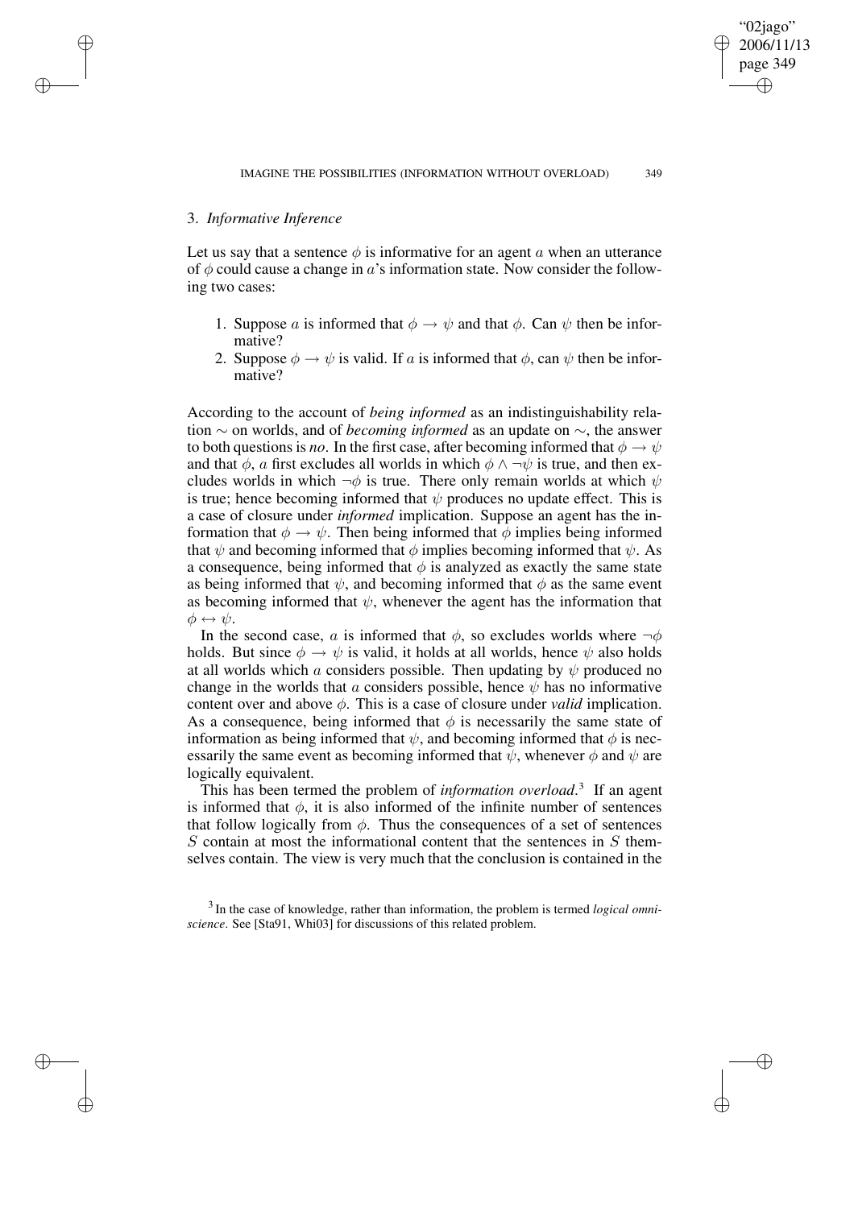## 3. *Informative Inference*

Let us say that a sentence $\phi$ is informative for an agent $a$ when an utterance of $\phi$ could cause a change in $a$'s information state. Now consider the following two cases:

1. Suppose $a$ is informed that $\phi \rightarrow \psi$ and that $\phi$. Can $\psi$ then be informative?
2. Suppose $\phi \rightarrow \psi$ is valid. If $a$ is informed that $\phi$, can $\psi$ then be informative?

According to the account of *being informed* as an indistinguishability relation $\sim$ on worlds, and of *becoming informed* as an update on $\sim$, the answer to both questions is *no*. In the first case, after becoming informed that $\phi \rightarrow \psi$ and that $\phi$, $a$ first excludes all worlds in which $\phi \wedge \neg\psi$ is true, and then excludes worlds in which $\neg\phi$ is true. There only remain worlds at which $\psi$ is true; hence becoming informed that $\psi$ produces no update effect. This is a case of closure under *informed* implication. Suppose an agent has the information that $\phi \rightarrow \psi$. Then being informed that $\phi$ implies being informed that $\psi$ and becoming informed that $\phi$ implies becoming informed that $\psi$. As a consequence, being informed that $\phi$ is analyzed as exactly the same state as being informed that $\psi$, and becoming informed that $\phi$ as the same event as becoming informed that $\psi$, whenever the agent has the information that $\phi \leftrightarrow \psi$.

In the second case, $a$ is informed that $\phi$, so excludes worlds where $\neg\phi$ holds. But since $\phi \rightarrow \psi$ is valid, it holds at all worlds, hence $\psi$ also holds at all worlds which $a$ considers possible. Then updating by $\psi$ produced no change in the worlds that $a$ considers possible, hence $\psi$ has no informative content over and above $\phi$. This is a case of closure under *valid* implication. As a consequence, being informed that $\phi$ is necessarily the same state of information as being informed that $\psi$, and becoming informed that $\phi$ is necessarily the same event as becoming informed that $\psi$, whenever $\phi$ and $\psi$ are logically equivalent.

This has been termed the problem of *information overload*.[3] If an agent is informed that $\phi$, it is also informed of the infinite number of sentences that follow logically from $\phi$. Thus the consequences of a set of sentences $S$ contain at most the informational content that the sentences in $S$ themselves contain. The view is very much that the conclusion is contained in the

[3] In the case of knowledge, rather than information, the problem is termed *logical omniscience*. See [Sta91, Whi03] for discussions of this related problem.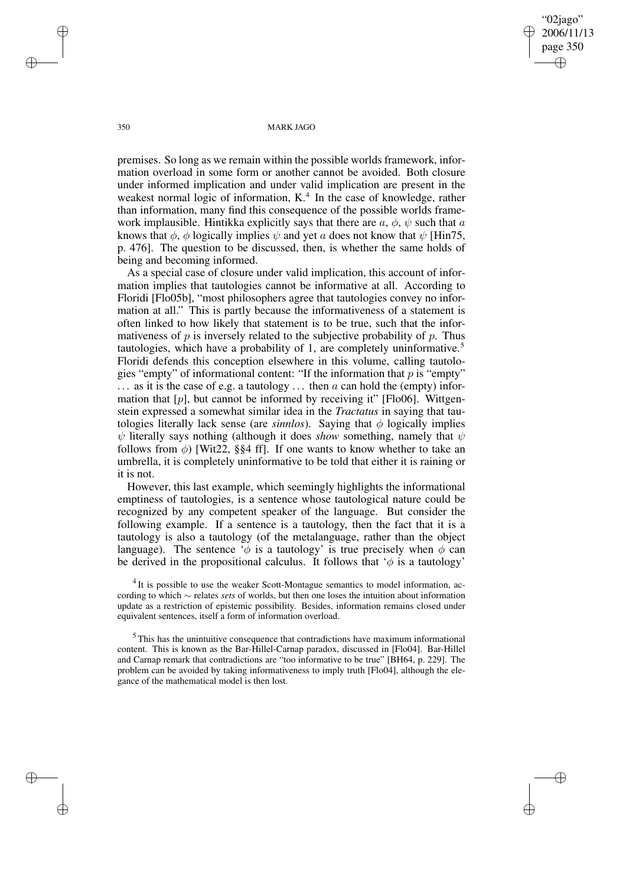premises. So long as we remain within the possible worlds framework, information overload in some form or another cannot be avoided. Both closure under informed implication and under valid implication are present in the weakest normal logic of information, K.[4] In the case of knowledge, rather than information, many find this consequence of the possible worlds framework implausible. Hintikka explicitly says that there are $a$, $\phi$, $\psi$ such that $a$ knows that $\phi$, $\phi$ logically implies $\psi$ and yet $a$ does not know that $\psi$ [Hin75, p. 476]. The question to be discussed, then, is whether the same holds of being and becoming informed.

As a special case of closure under valid implication, this account of information implies that tautologies cannot be informative at all. According to Floridi [Flo05b], "most philosophers agree that tautologies convey no information at all." This is partly because the informativeness of a statement is often linked to how likely that statement is to be true, such that the informativeness of $p$ is inversely related to the subjective probability of $p$. Thus tautologies, which have a probability of 1, are completely uninformative.[5] Floridi defends this conception elsewhere in this volume, calling tautologies "empty" of informational content: "If the information that $p$ is "empty" ... as it is the case of e.g. a tautology ... then $a$ can hold the (empty) information that $[p]$, but cannot be informed by receiving it" [Flo06]. Wittgenstein expressed a somewhat similar idea in the *Tractatus* in saying that tautologies literally lack sense (are *sinnlos*). Saying that $\phi$ logically implies $\psi$ literally says nothing (although it does *show* something, namely that $\psi$ follows from $\phi$) [Wit22, §§4 ff]. If one wants to know whether to take an umbrella, it is completely uninformative to be told that either it is raining or it is not.

However, this last example, which seemingly highlights the informational emptiness of tautologies, is a sentence whose tautological nature could be recognized by any competent speaker of the language. But consider the following example. If a sentence is a tautology, then the fact that it is a tautology is also a tautology (of the metalanguage, rather than the object language). The sentence '$\phi$ is a tautology' is true precisely when $\phi$ can be derived in the propositional calculus. It follows that '$\phi$ is a tautology'

[4] It is possible to use the weaker Scott-Montague semantics to model information, according to which $\sim$ relates *sets* of worlds, but then one loses the intuition about information update as a restriction of epistemic possibility. Besides, information remains closed under equivalent sentences, itself a form of information overload.

[5] This has the unintuitive consequence that contradictions have maximum informational content. This is known as the Bar-Hillel-Carnap paradox, discussed in [Flo04]. Bar-Hillel and Carnap remark that contradictions are "too informative to be true" [BH64, p. 229]. The problem can be avoided by taking informativeness to imply truth [Flo04], although the elegance of the mathematical model is then lost.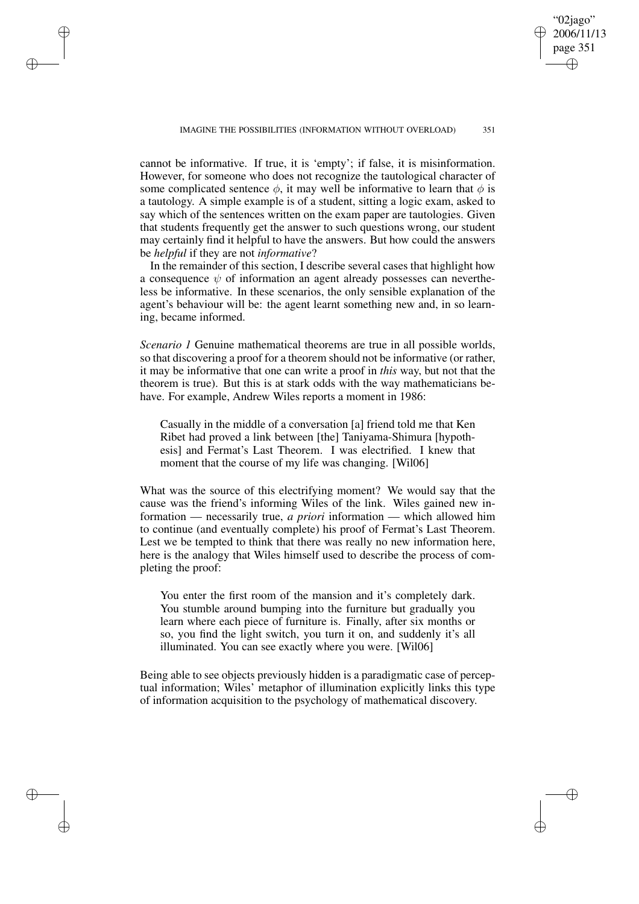cannot be informative. If true, it is 'empty'; if false, it is misinformation. However, for someone who does not recognize the tautological character of some complicated sentence $\phi$, it may well be informative to learn that $\phi$ is a tautology. A simple example is of a student, sitting a logic exam, asked to say which of the sentences written on the exam paper are tautologies. Given that students frequently get the answer to such questions wrong, our student may certainly find it helpful to have the answers. But how could the answers be *helpful* if they are not *informative*?

In the remainder of this section, I describe several cases that highlight how a consequence $\psi$ of information an agent already possesses can nevertheless be informative. In these scenarios, the only sensible explanation of the agent's behaviour will be: the agent learnt something new and, in so learning, became informed.

*Scenario 1* Genuine mathematical theorems are true in all possible worlds, so that discovering a proof for a theorem should not be informative (or rather, it may be informative that one can write a proof in *this* way, but not that the theorem is true). But this is at stark odds with the way mathematicians behave. For example, Andrew Wiles reports a moment in 1986:

> Casually in the middle of a conversation [a] friend told me that Ken Ribet had proved a link between [the] Taniyama-Shimura [hypothesis] and Fermat's Last Theorem. I was electrified. I knew that moment that the course of my life was changing. [Wil06]

What was the source of this electrifying moment? We would say that the cause was the friend's informing Wiles of the link. Wiles gained new information — necessarily true, *a priori* information — which allowed him to continue (and eventually complete) his proof of Fermat's Last Theorem. Lest we be tempted to think that there was really no new information here, here is the analogy that Wiles himself used to describe the process of completing the proof:

> You enter the first room of the mansion and it's completely dark. You stumble around bumping into the furniture but gradually you learn where each piece of furniture is. Finally, after six months or so, you find the light switch, you turn it on, and suddenly it's all illuminated. You can see exactly where you were. [Wil06]

Being able to see objects previously hidden is a paradigmatic case of perceptual information; Wiles' metaphor of illumination explicitly links this type of information acquisition to the psychology of mathematical discovery.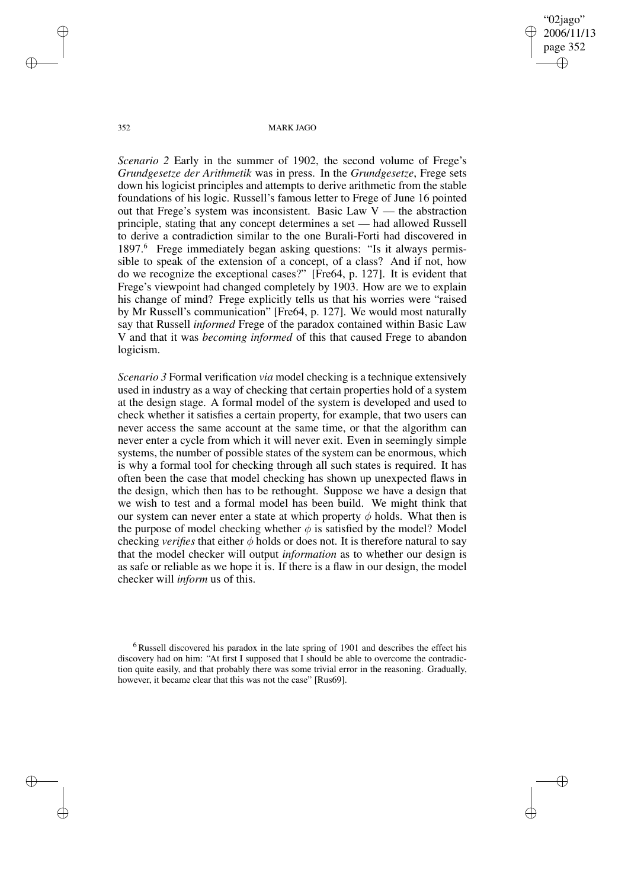*Scenario 2* Early in the summer of 1902, the second volume of Frege's *Grundgesetze der Arithmetik* was in press. In the *Grundgesetze*, Frege sets down his logicist principles and attempts to derive arithmetic from the stable foundations of his logic. Russell's famous letter to Frege of June 16 pointed out that Frege's system was inconsistent. Basic Law V — the abstraction principle, stating that any concept determines a set — had allowed Russell to derive a contradiction similar to the one Burali-Forti had discovered in 1897.[6] Frege immediately began asking questions: "Is it always permissible to speak of the extension of a concept, of a class? And if not, how do we recognize the exceptional cases?" [Fre64, p. 127]. It is evident that Frege's viewpoint had changed completely by 1903. How are we to explain his change of mind? Frege explicitly tells us that his worries were "raised by Mr Russell's communication" [Fre64, p. 127]. We would most naturally say that Russell *informed* Frege of the paradox contained within Basic Law V and that it was *becoming informed* of this that caused Frege to abandon logicism.

*Scenario 3* Formal verification *via* model checking is a technique extensively used in industry as a way of checking that certain properties hold of a system at the design stage. A formal model of the system is developed and used to check whether it satisfies a certain property, for example, that two users can never access the same account at the same time, or that the algorithm can never enter a cycle from which it will never exit. Even in seemingly simple systems, the number of possible states of the system can be enormous, which is why a formal tool for checking through all such states is required. It has often been the case that model checking has shown up unexpected flaws in the design, which then has to be rethought. Suppose we have a design that we wish to test and a formal model has been build. We might think that our system can never enter a state at which property $\phi$ holds. What then is the purpose of model checking whether $\phi$ is satisfied by the model? Model checking *verifies* that either $\phi$ holds or does not. It is therefore natural to say that the model checker will output *information* as to whether our design is as safe or reliable as we hope it is. If there is a flaw in our design, the model checker will *inform* us of this.

[6] Russell discovered his paradox in the late spring of 1901 and describes the effect his discovery had on him: "At first I supposed that I should be able to overcome the contradiction quite easily, and that probably there was some trivial error in the reasoning. Gradually, however, it became clear that this was not the case" [Rus69].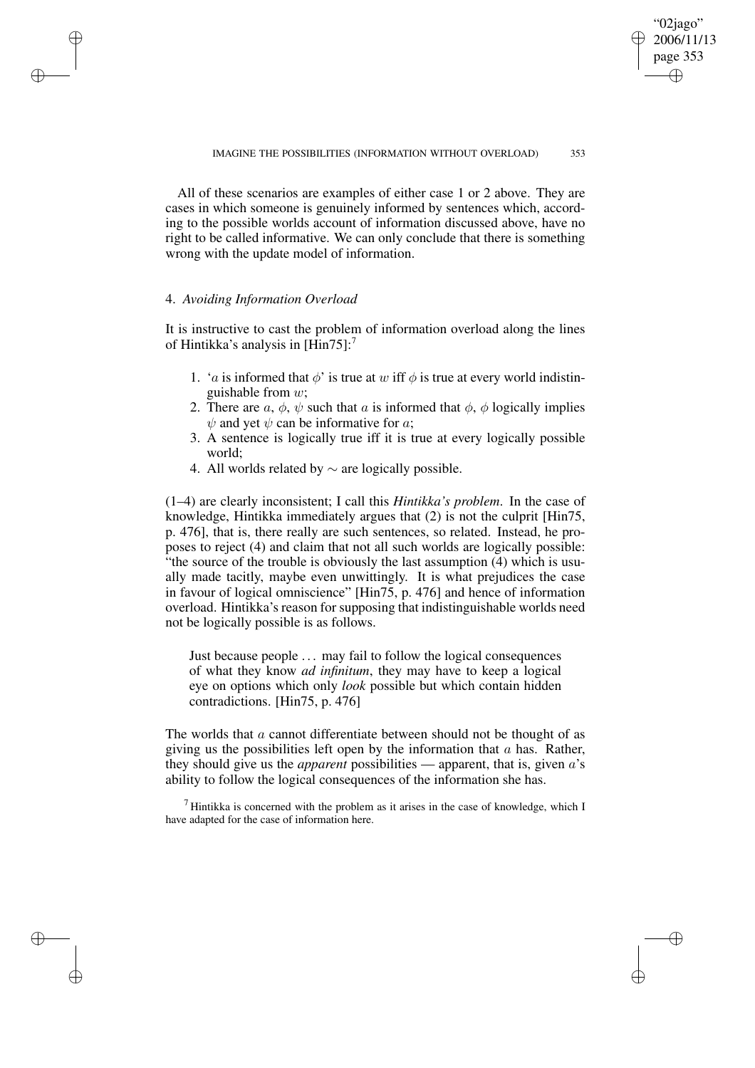All of these scenarios are examples of either case 1 or 2 above. They are cases in which someone is genuinely informed by sentences which, according to the possible worlds account of information discussed above, have no right to be called informative. We can only conclude that there is something wrong with the update model of information.

## 4. *Avoiding Information Overload*

It is instructive to cast the problem of information overload along the lines of Hintikka's analysis in [Hin75]:[7]

1. '$a$ is informed that $\phi$' is true at $w$ iff $\phi$ is true at every world indistinguishable from $w$;
2. There are $a$, $\phi$, $\psi$ such that $a$ is informed that $\phi$, $\phi$ logically implies $\psi$ and yet $\psi$ can be informative for $a$;
3. A sentence is logically true iff it is true at every logically possible world;
4. All worlds related by $\sim$ are logically possible.

(1–4) are clearly inconsistent; I call this *Hintikka's problem*. In the case of knowledge, Hintikka immediately argues that (2) is not the culprit [Hin75, p. 476], that is, there really are such sentences, so related. Instead, he proposes to reject (4) and claim that not all such worlds are logically possible: "the source of the trouble is obviously the last assumption (4) which is usually made tacitly, maybe even unwittingly. It is what prejudices the case in favour of logical omniscience" [Hin75, p. 476] and hence of information overload. Hintikka's reason for supposing that indistinguishable worlds need not be logically possible is as follows.

> Just because people … may fail to follow the logical consequences of what they know *ad infinitum*, they may have to keep a logical eye on options which only *look* possible but which contain hidden contradictions. [Hin75, p. 476]

The worlds that $a$ cannot differentiate between should not be thought of as giving us the possibilities left open by the information that $a$ has. Rather, they should give us the *apparent* possibilities — apparent, that is, given $a$'s ability to follow the logical consequences of the information she has.

[7] Hintikka is concerned with the problem as it arises in the case of knowledge, which I have adapted for the case of information here.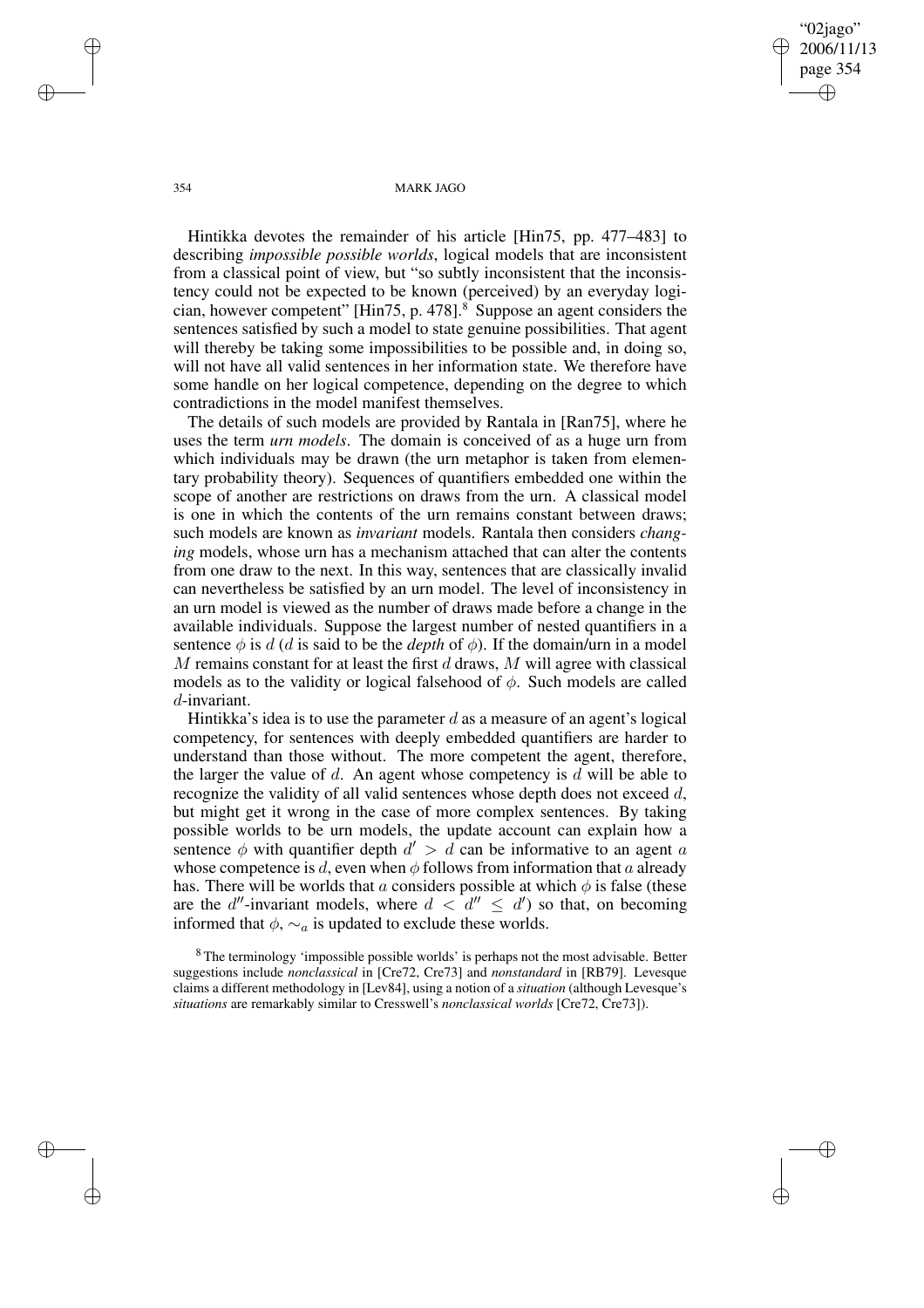Hintikka devotes the remainder of his article [Hin75, pp. 477–483] to describing *impossible possible worlds*, logical models that are inconsistent from a classical point of view, but "so subtly inconsistent that the inconsistency could not be expected to be known (perceived) by an everyday logician, however competent" [Hin75, p. 478].[8] Suppose an agent considers the sentences satisfied by such a model to state genuine possibilities. That agent will thereby be taking some impossibilities to be possible and, in doing so, will not have all valid sentences in her information state. We therefore have some handle on her logical competence, depending on the degree to which contradictions in the model manifest themselves.

The details of such models are provided by Rantala in [Ran75], where he uses the term *urn models*. The domain is conceived of as a huge urn from which individuals may be drawn (the urn metaphor is taken from elementary probability theory). Sequences of quantifiers embedded one within the scope of another are restrictions on draws from the urn. A classical model is one in which the contents of the urn remains constant between draws; such models are known as *invariant* models. Rantala then considers *changing* models, whose urn has a mechanism attached that can alter the contents from one draw to the next. In this way, sentences that are classically invalid can nevertheless be satisfied by an urn model. The level of inconsistency in an urn model is viewed as the number of draws made before a change in the available individuals. Suppose the largest number of nested quantifiers in a sentence $\phi$ is $d$ ($d$ is said to be the *depth* of $\phi$). If the domain/urn in a model $M$ remains constant for at least the first $d$ draws, $M$ will agree with classical models as to the validity or logical falsehood of $\phi$. Such models are called $d$-invariant.

Hintikka's idea is to use the parameter $d$ as a measure of an agent's logical competency, for sentences with deeply embedded quantifiers are harder to understand than those without. The more competent the agent, therefore, the larger the value of $d$. An agent whose competency is $d$ will be able to recognize the validity of all valid sentences whose depth does not exceed $d$, but might get it wrong in the case of more complex sentences. By taking possible worlds to be urn models, the update account can explain how a sentence $\phi$ with quantifier depth $d' > d$ can be informative to an agent $a$ whose competence is $d$, even when $\phi$ follows from information that $a$ already has. There will be worlds that $a$ considers possible at which $\phi$ is false (these are the $d''$-invariant models, where $d < d'' \leq d'$) so that, on becoming informed that $\phi$, $\sim_a$ is updated to exclude these worlds.

[8] The terminology 'impossible possible worlds' is perhaps not the most advisable. Better suggestions include *nonclassical* in [Cre72, Cre73] and *nonstandard* in [RB79]. Levesque claims a different methodology in [Lev84], using a notion of a *situation* (although Levesque's *situations* are remarkably similar to Cresswell's *nonclassical worlds* [Cre72, Cre73]).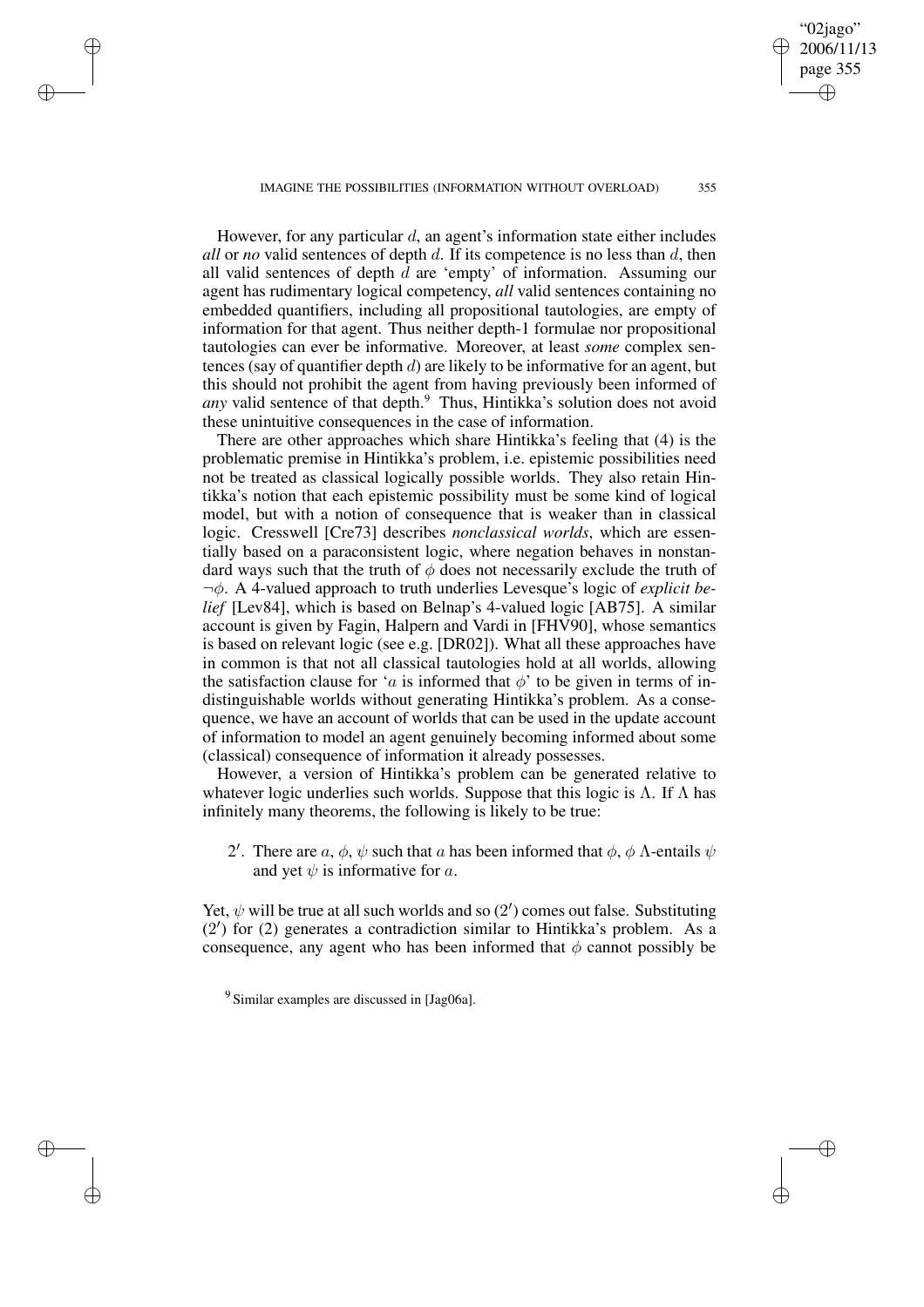However, for any particular $d$, an agent's information state either includes *all* or *no* valid sentences of depth $d$. If its competence is no less than $d$, then all valid sentences of depth $d$ are 'empty' of information. Assuming our agent has rudimentary logical competency, *all* valid sentences containing no embedded quantifiers, including all propositional tautologies, are empty of information for that agent. Thus neither depth-1 formulae nor propositional tautologies can ever be informative. Moreover, at least *some* complex sentences (say of quantifier depth $d$) are likely to be informative for an agent, but this should not prohibit the agent from having previously been informed of *any* valid sentence of that depth.[9] Thus, Hintikka's solution does not avoid these unintuitive consequences in the case of information.

There are other approaches which share Hintikka's feeling that (4) is the problematic premise in Hintikka's problem, i.e. epistemic possibilities need not be treated as classical logically possible worlds. They also retain Hintikka's notion that each epistemic possibility must be some kind of logical model, but with a notion of consequence that is weaker than in classical logic. Cresswell [Cre73] describes *nonclassical worlds*, which are essentially based on a paraconsistent logic, where negation behaves in nonstandard ways such that the truth of $\phi$ does not necessarily exclude the truth of $\neg\phi$. A 4-valued approach to truth underlies Levesque's logic of *explicit belief* [Lev84], which is based on Belnap's 4-valued logic [AB75]. A similar account is given by Fagin, Halpern and Vardi in [FHV90], whose semantics is based on relevant logic (see e.g. [DR02]). What all these approaches have in common is that not all classical tautologies hold at all worlds, allowing the satisfaction clause for '$a$ is informed that $\phi$' to be given in terms of indistinguishable worlds without generating Hintikka's problem. As a consequence, we have an account of worlds that can be used in the update account of information to model an agent genuinely becoming informed about some (classical) consequence of information it already possesses.

However, a version of Hintikka's problem can be generated relative to whatever logic underlies such worlds. Suppose that this logic is $\Lambda$. If $\Lambda$ has infinitely many theorems, the following is likely to be true:

2$'$. There are $a$, $\phi$, $\psi$ such that $a$ has been informed that $\phi$, $\phi$ $\Lambda$-entails $\psi$ and yet $\psi$ is informative for $a$.

Yet, $\psi$ will be true at all such worlds and so (2$'$) comes out false. Substituting (2$'$) for (2) generates a contradiction similar to Hintikka's problem. As a consequence, any agent who has been informed that $\phi$ cannot possibly be

[9] Similar examples are discussed in [Jag06a].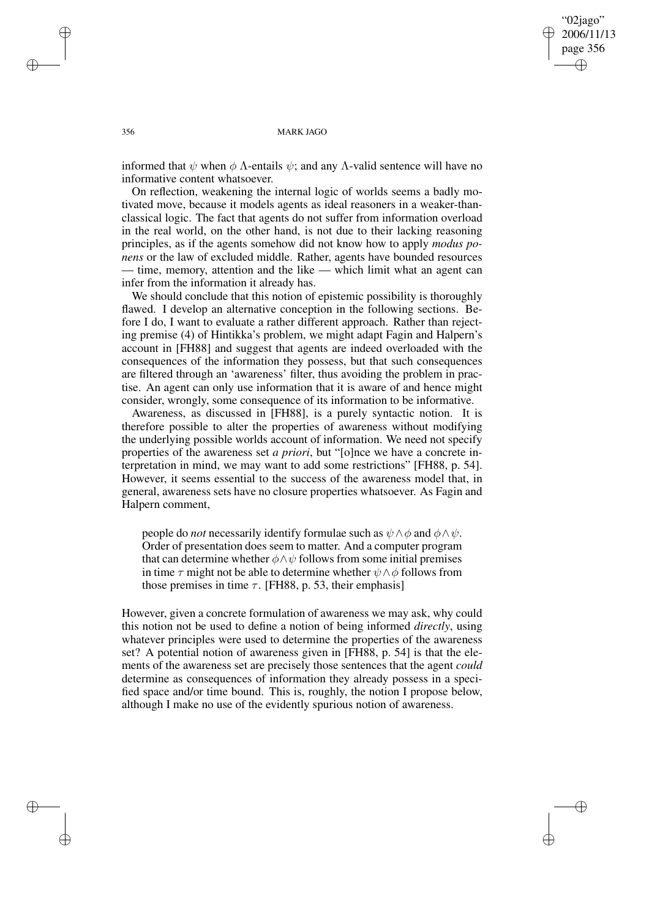informed that $\psi$ when $\phi$ $\Lambda$-entails $\psi$; and any $\Lambda$-valid sentence will have no informative content whatsoever.

On reflection, weakening the internal logic of worlds seems a badly motivated move, because it models agents as ideal reasoners in a weaker-than-classical logic. The fact that agents do not suffer from information overload in the real world, on the other hand, is not due to their lacking reasoning principles, as if the agents somehow did not know how to apply *modus ponens* or the law of excluded middle. Rather, agents have bounded resources — time, memory, attention and the like — which limit what an agent can infer from the information it already has.

We should conclude that this notion of epistemic possibility is thoroughly flawed. I develop an alternative conception in the following sections. Before I do, I want to evaluate a rather different approach. Rather than rejecting premise (4) of Hintikka's problem, we might adapt Fagin and Halpern's account in [FH88] and suggest that agents are indeed overloaded with the consequences of the information they possess, but that such consequences are filtered through an 'awareness' filter, thus avoiding the problem in practise. An agent can only use information that it is aware of and hence might consider, wrongly, some consequence of its information to be informative.

Awareness, as discussed in [FH88], is a purely syntactic notion. It is therefore possible to alter the properties of awareness without modifying the underlying possible worlds account of information. We need not specify properties of the awareness set *a priori*, but "[o]nce we have a concrete interpretation in mind, we may want to add some restrictions" [FH88, p. 54]. However, it seems essential to the success of the awareness model that, in general, awareness sets have no closure properties whatsoever. As Fagin and Halpern comment,

> people do *not* necessarily identify formulae such as $\psi \wedge \phi$ and $\phi \wedge \psi$. Order of presentation does seem to matter. And a computer program that can determine whether $\phi \wedge \psi$ follows from some initial premises in time $\tau$ might not be able to determine whether $\psi \wedge \phi$ follows from those premises in time $\tau$. [FH88, p. 53, their emphasis]

However, given a concrete formulation of awareness we may ask, why could this notion not be used to define a notion of being informed *directly*, using whatever principles were used to determine the properties of the awareness set? A potential notion of awareness given in [FH88, p. 54] is that the elements of the awareness set are precisely those sentences that the agent *could* determine as consequences of information they already possess in a specified space and/or time bound. This is, roughly, the notion I propose below, although I make no use of the evidently spurious notion of awareness.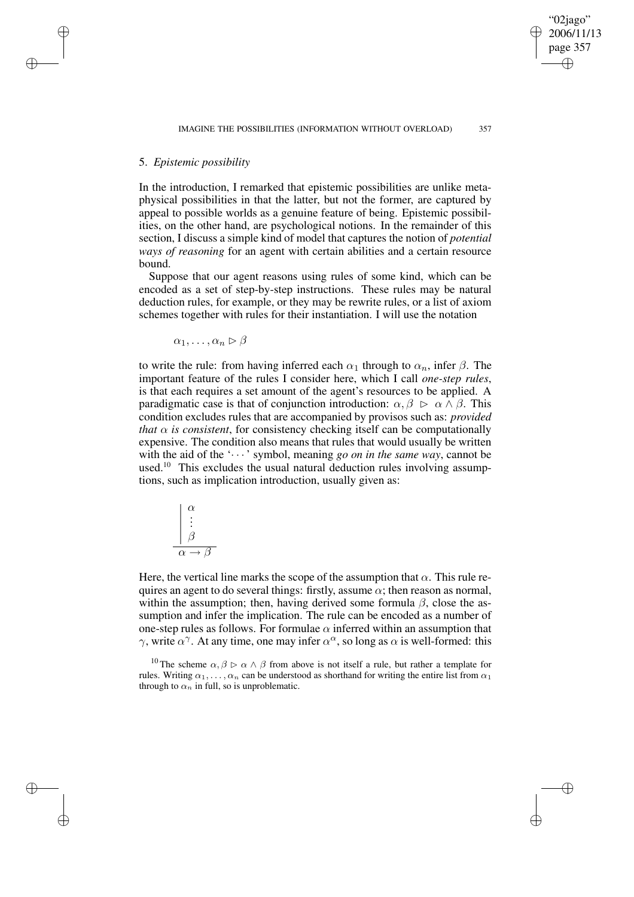## 5. *Epistemic possibility*

In the introduction, I remarked that epistemic possibilities are unlike metaphysical possibilities in that the latter, but not the former, are captured by appeal to possible worlds as a genuine feature of being. Epistemic possibilities, on the other hand, are psychological notions. In the remainder of this section, I discuss a simple kind of model that captures the notion of *potential ways of reasoning* for an agent with certain abilities and a certain resource bound.

Suppose that our agent reasons using rules of some kind, which can be encoded as a set of step-by-step instructions. These rules may be natural deduction rules, for example, or they may be rewrite rules, or a list of axiom schemes together with rules for their instantiation. I will use the notation

$$\alpha_1, \ldots, \alpha_n \rhd \beta$$

to write the rule: from having inferred each $\alpha_1$ through to $\alpha_n$, infer $\beta$. The important feature of the rules I consider here, which I call *one-step rules*, is that each requires a set amount of the agent's resources to be applied. A paradigmatic case is that of conjunction introduction: $\alpha, \beta \rhd \alpha \wedge \beta$. This condition excludes rules that are accompanied by provisos such as: *provided that $\alpha$ is consistent*, for consistency checking itself can be computationally expensive. The condition also means that rules that would usually be written with the aid of the '$\cdots$' symbol, meaning *go on in the same way*, cannot be used.[10] This excludes the usual natural deduction rules involving assumptions, such as implication introduction, usually given as:

$$\frac{\left|\begin{array}{l}\alpha\\ \vdots\\ \beta\end{array}\right.}{\alpha \rightarrow \beta}$$

Here, the vertical line marks the scope of the assumption that $\alpha$. This rule requires an agent to do several things: firstly, assume $\alpha$; then reason as normal, within the assumption; then, having derived some formula $\beta$, close the assumption and infer the implication. The rule can be encoded as a number of one-step rules as follows. For formulae $\alpha$ inferred within an assumption that $\gamma$, write $\alpha^\gamma$. At any time, one may infer $\alpha^\alpha$, so long as $\alpha$ is well-formed: this

[10] The scheme $\alpha, \beta \rhd \alpha \wedge \beta$ from above is not itself a rule, but rather a template for rules. Writing $\alpha_1, \ldots, \alpha_n$ can be understood as shorthand for writing the entire list from $\alpha_1$ through to $\alpha_n$ in full, so is unproblematic.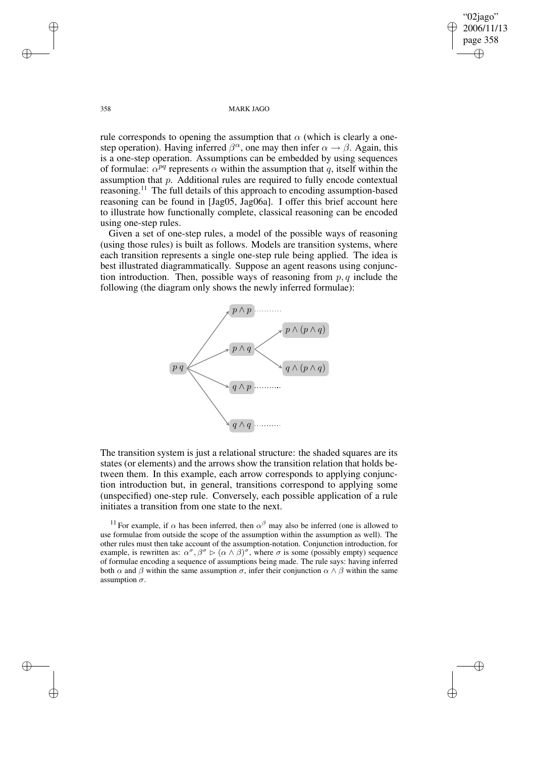rule corresponds to opening the assumption that $\alpha$ (which is clearly a one-step operation). Having inferred $\beta^{\alpha}$, one may then infer $\alpha \rightarrow \beta$. Again, this is a one-step operation. Assumptions can be embedded by using sequences of formulae: $\alpha^{pq}$ represents $\alpha$ within the assumption that $q$, itself within the assumption that $p$. Additional rules are required to fully encode contextual reasoning.[11] The full details of this approach to encoding assumption-based reasoning can be found in [Jag05, Jag06a]. I offer this brief account here to illustrate how functionally complete, classical reasoning can be encoded using one-step rules.

Given a set of one-step rules, a model of the possible ways of reasoning (using those rules) is built as follows. Models are transition systems, where each transition represents a single one-step rule being applied. The idea is best illustrated diagrammatically. Suppose an agent reasons using conjunction introduction. Then, possible ways of reasoning from $p, q$ include the following (the diagram only shows the newly inferred formulae):

$p\ q \rightarrow p \wedge p$ ..........

$p\ q \rightarrow p \wedge q \rightarrow p \wedge (p \wedge q)$

$p\ q \rightarrow p \wedge q \rightarrow q \wedge (p \wedge q)$

$p\ q \rightarrow q \wedge p$ ..........

$p\ q \rightarrow q \wedge q$ ..........

The transition system is just a relational structure: the shaded squares are its states (or elements) and the arrows show the transition relation that holds between them. In this example, each arrow corresponds to applying conjunction introduction but, in general, transitions correspond to applying some (unspecified) one-step rule. Conversely, each possible application of a rule initiates a transition from one state to the next.

[11] For example, if $\alpha$ has been inferred, then $\alpha^{\beta}$ may also be inferred (one is allowed to use formulae from outside the scope of the assumption within the assumption as well). The other rules must then take account of the assumption-notation. Conjunction introduction, for example, is rewritten as: $\alpha^{\sigma}, \beta^{\sigma} \rhd (\alpha \wedge \beta)^{\sigma}$, where $\sigma$ is some (possibly empty) sequence of formulae encoding a sequence of assumptions being made. The rule says: having inferred both $\alpha$ and $\beta$ within the same assumption $\sigma$, infer their conjunction $\alpha \wedge \beta$ within the same assumption $\sigma$.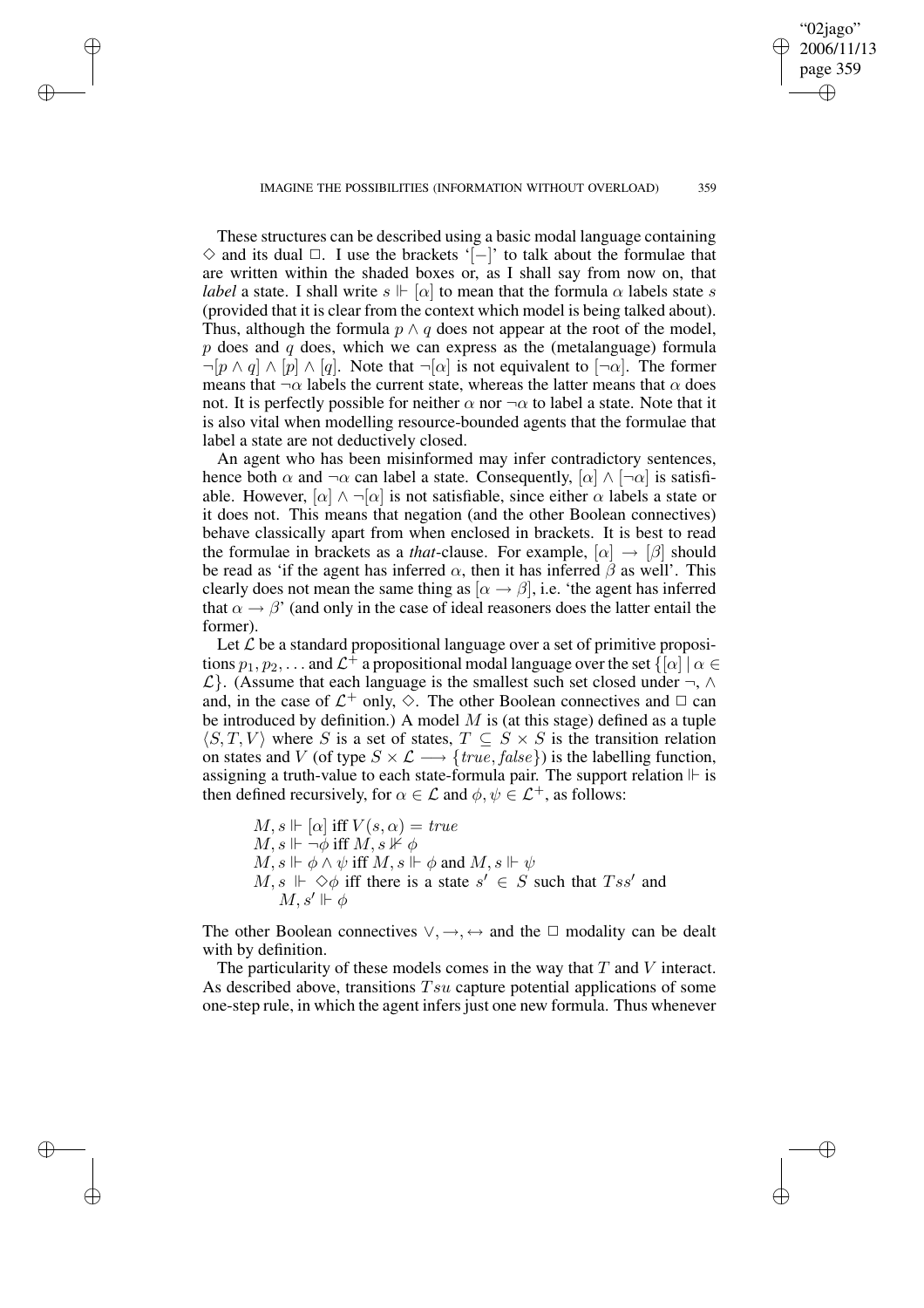These structures can be described using a basic modal language containing $\Diamond$ and its dual $\Box$. I use the brackets '$[-]$' to talk about the formulae that are written within the shaded boxes or, as I shall say from now on, that *label* a state. I shall write $s \Vdash [\alpha]$ to mean that the formula $\alpha$ labels state $s$ (provided that it is clear from the context which model is being talked about). Thus, although the formula $p \wedge q$ does not appear at the root of the model, $p$ does and $q$ does, which we can express as the (metalanguage) formula $\neg[p \wedge q] \wedge [p] \wedge [q]$. Note that $\neg[\alpha]$ is not equivalent to $[\neg\alpha]$. The former means that $\neg\alpha$ labels the current state, whereas the latter means that $\alpha$ does not. It is perfectly possible for neither $\alpha$ nor $\neg\alpha$ to label a state. Note that it is also vital when modelling resource-bounded agents that the formulae that label a state are not deductively closed.

An agent who has been misinformed may infer contradictory sentences, hence both $\alpha$ and $\neg\alpha$ can label a state. Consequently, $[\alpha] \wedge [\neg\alpha]$ is satisfiable. However, $[\alpha] \wedge \neg[\alpha]$ is not satisfiable, since either $\alpha$ labels a state or it does not. This means that negation (and the other Boolean connectives) behave classically apart from when enclosed in brackets. It is best to read the formulae in brackets as a *that*-clause. For example, $[\alpha] \rightarrow [\beta]$ should be read as 'if the agent has inferred $\alpha$, then it has inferred $\beta$ as well'. This clearly does not mean the same thing as $[\alpha \rightarrow \beta]$, i.e. 'the agent has inferred that $\alpha \rightarrow \beta$' (and only in the case of ideal reasoners does the latter entail the former).

Let $\mathcal{L}$ be a standard propositional language over a set of primitive propositions $p_1, p_2, \ldots$ and $\mathcal{L}^+$ a propositional modal language over the set $\{[\alpha] \mid \alpha \in \mathcal{L}\}$. (Assume that each language is the smallest such set closed under $\neg$, $\wedge$ and, in the case of $\mathcal{L}^+$ only, $\Diamond$. The other Boolean connectives and $\Box$ can be introduced by definition.) A model $M$ is (at this stage) defined as a tuple $\langle S, T, V\rangle$ where $S$ is a set of states, $T \subseteq S \times S$ is the transition relation on states and $V$ (of type $S \times \mathcal{L} \longrightarrow \{true, false\}$) is the labelling function, assigning a truth-value to each state-formula pair. The support relation $\Vdash$ is then defined recursively, for $\alpha \in \mathcal{L}$ and $\phi, \psi \in \mathcal{L}^+$, as follows:

$M, s \Vdash [\alpha]$ iff $V(s, \alpha) = true$
$M, s \Vdash \neg\phi$ iff $M, s \nVdash \phi$
$M, s \Vdash \phi \wedge \psi$ iff $M, s \Vdash \phi$ and $M, s \Vdash \psi$
$M, s \Vdash \Diamond\phi$ iff there is a state $s' \in S$ such that $Tss'$ and $M, s' \Vdash \phi$

The other Boolean connectives $\vee, \rightarrow, \leftrightarrow$ and the $\Box$ modality can be dealt with by definition.

The particularity of these models comes in the way that $T$ and $V$ interact. As described above, transitions $Tsu$ capture potential applications of some one-step rule, in which the agent infers just one new formula. Thus whenever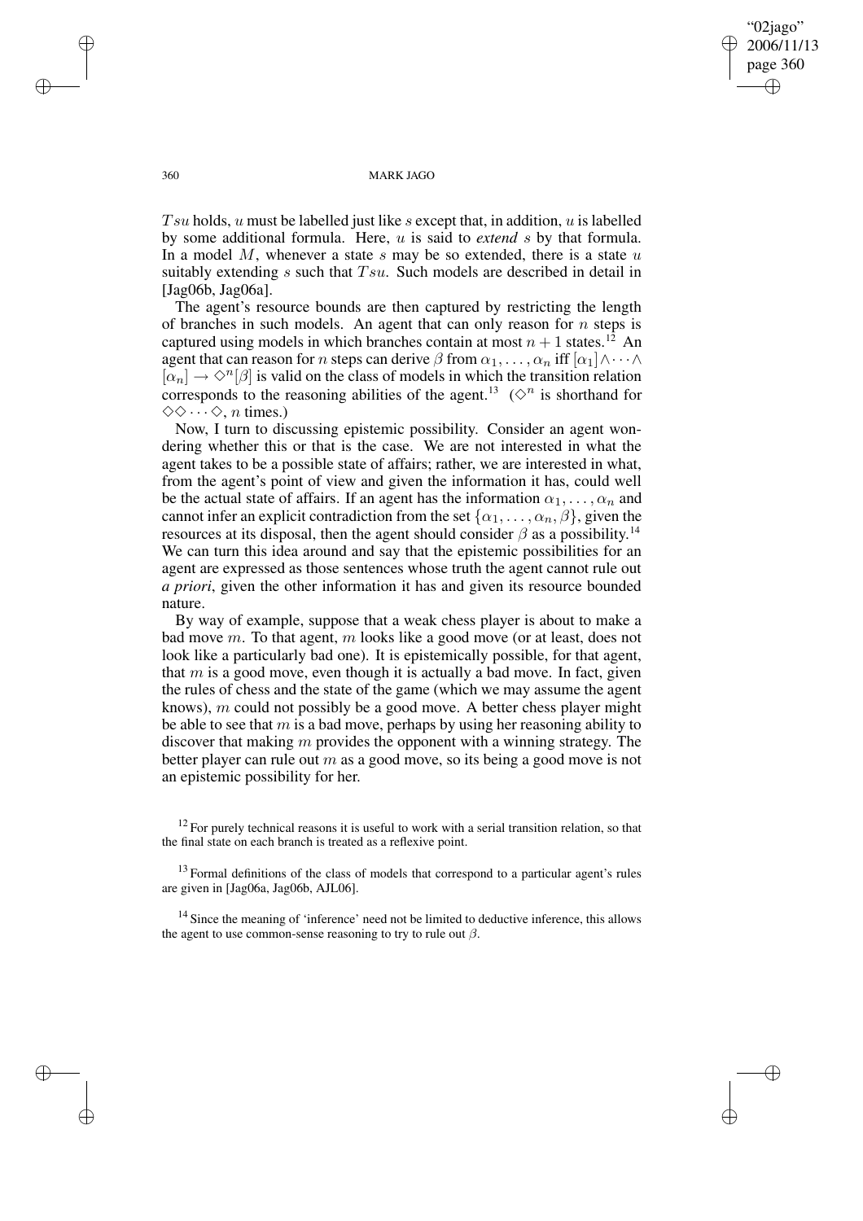$Tsu$ holds, $u$ must be labelled just like $s$ except that, in addition, $u$ is labelled by some additional formula. Here, $u$ is said to *extend* $s$ by that formula. In a model $M$, whenever a state $s$ may be so extended, there is a state $u$ suitably extending $s$ such that $Tsu$. Such models are described in detail in [Jag06b, Jag06a].

The agent's resource bounds are then captured by restricting the length of branches in such models. An agent that can only reason for $n$ steps is captured using models in which branches contain at most $n + 1$ states.[12] An agent that can reason for $n$ steps can derive $\beta$ from $\alpha_1, \ldots, \alpha_n$ iff $[\alpha_1] \wedge \cdots \wedge [\alpha_n] \rightarrow \Diamond^n[\beta]$ is valid on the class of models in which the transition relation corresponds to the reasoning abilities of the agent.[13] ($\Diamond^n$ is shorthand for $\Diamond\Diamond \cdots \Diamond$, $n$ times.)

Now, I turn to discussing epistemic possibility. Consider an agent wondering whether this or that is the case. We are not interested in what the agent takes to be a possible state of affairs; rather, we are interested in what, from the agent's point of view and given the information it has, could well be the actual state of affairs. If an agent has the information $\alpha_1, \ldots, \alpha_n$ and cannot infer an explicit contradiction from the set $\{\alpha_1, \ldots, \alpha_n, \beta\}$, given the resources at its disposal, then the agent should consider $\beta$ as a possibility.[14] We can turn this idea around and say that the epistemic possibilities for an agent are expressed as those sentences whose truth the agent cannot rule out *a priori*, given the other information it has and given its resource bounded nature.

By way of example, suppose that a weak chess player is about to make a bad move $m$. To that agent, $m$ looks like a good move (or at least, does not look like a particularly bad one). It is epistemically possible, for that agent, that $m$ is a good move, even though it is actually a bad move. In fact, given the rules of chess and the state of the game (which we may assume the agent knows), $m$ could not possibly be a good move. A better chess player might be able to see that $m$ is a bad move, perhaps by using her reasoning ability to discover that making $m$ provides the opponent with a winning strategy. The better player can rule out $m$ as a good move, so its being a good move is not an epistemic possibility for her.

---

[12] For purely technical reasons it is useful to work with a serial transition relation, so that the final state on each branch is treated as a reflexive point.

[13] Formal definitions of the class of models that correspond to a particular agent's rules are given in [Jag06a, Jag06b, AJL06].

[14] Since the meaning of 'inference' need not be limited to deductive inference, this allows the agent to use common-sense reasoning to try to rule out $\beta$.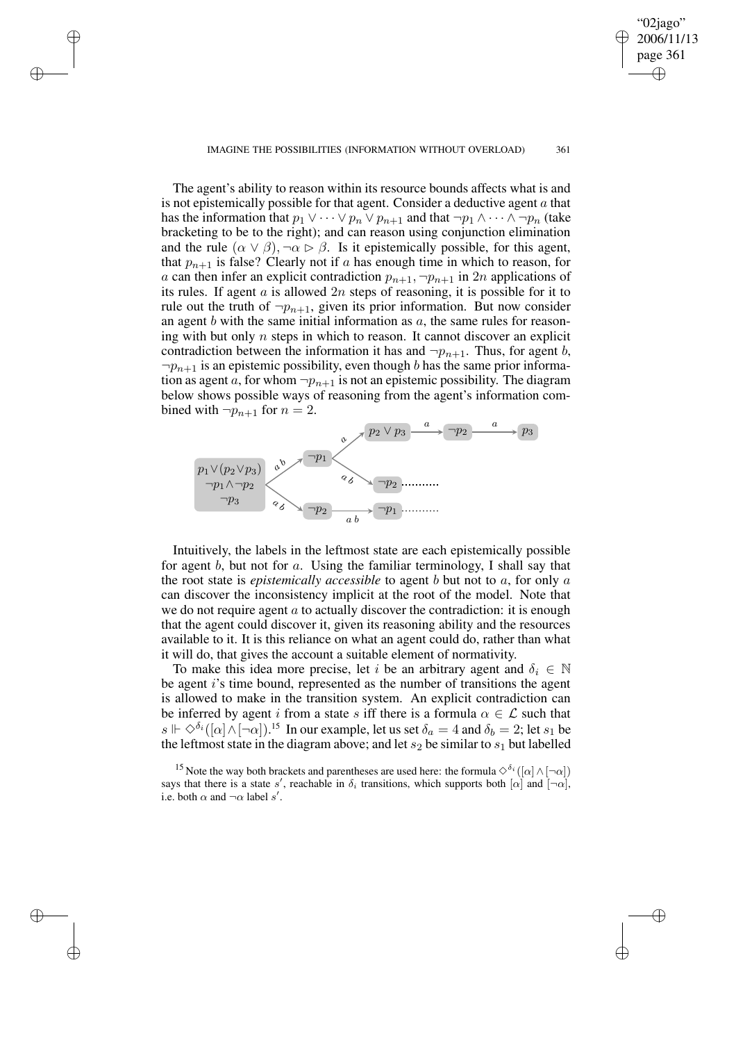The agent's ability to reason within its resource bounds affects what is and is not epistemically possible for that agent. Consider a deductive agent $a$ that has the information that $p_1 \vee \cdots \vee p_n \vee p_{n+1}$ and that $\neg p_1 \wedge \cdots \wedge \neg p_n$ (take bracketing to be to the right); and can reason using conjunction elimination and the rule $(\alpha \vee \beta), \neg\alpha \rhd \beta$. Is it epistemically possible, for this agent, that $p_{n+1}$ is false? Clearly not if $a$ has enough time in which to reason, for $a$ can then infer an explicit contradiction $p_{n+1}, \neg p_{n+1}$ in $2n$ applications of its rules. If agent $a$ is allowed $2n$ steps of reasoning, it is possible for it to rule out the truth of $\neg p_{n+1}$, given its prior information. But now consider an agent $b$ with the same initial information as $a$, the same rules for reasoning with but only $n$ steps in which to reason. It cannot discover an explicit contradiction between the information it has and $\neg p_{n+1}$. Thus, for agent $b$, $\neg p_{n+1}$ is an epistemic possibility, even though $b$ has the same prior information as agent $a$, for whom $\neg p_{n+1}$ is not an epistemic possibility. The diagram below shows possible ways of reasoning from the agent's information combined with $\neg p_{n+1}$ for $n = 2$.

Intuitively, the labels in the leftmost state are each epistemically possible for agent $b$, but not for $a$. Using the familiar terminology, I shall say that the root state is *epistemically accessible* to agent $b$ but not to $a$, for only $a$ can discover the inconsistency implicit at the root of the model. Note that we do not require agent $a$ to actually discover the contradiction: it is enough that the agent could discover it, given its reasoning ability and the resources available to it. It is this reliance on what an agent could do, rather than what it will do, that gives the account a suitable element of normativity.

To make this idea more precise, let $i$ be an arbitrary agent and $\delta_i \in \mathbb{N}$ be agent $i$'s time bound, represented as the number of transitions the agent is allowed to make in the transition system. An explicit contradiction can be inferred by agent $i$ from a state $s$ iff there is a formula $\alpha \in \mathcal{L}$ such that $s \Vdash \Diamond^{\delta_i}([\alpha] \wedge [\neg\alpha])$.[15] In our example, let us set $\delta_a = 4$ and $\delta_b = 2$; let $s_1$ be the leftmost state in the diagram above; and let $s_2$ be similar to $s_1$ but labelled

[15] Note the way both brackets and parentheses are used here: the formula $\Diamond^{\delta_i}([\alpha] \wedge [\neg\alpha])$ says that there is a state $s'$, reachable in $\delta_i$ transitions, which supports both $[\alpha]$ and $[\neg\alpha]$, i.e. both $\alpha$ and $\neg\alpha$ label $s'$.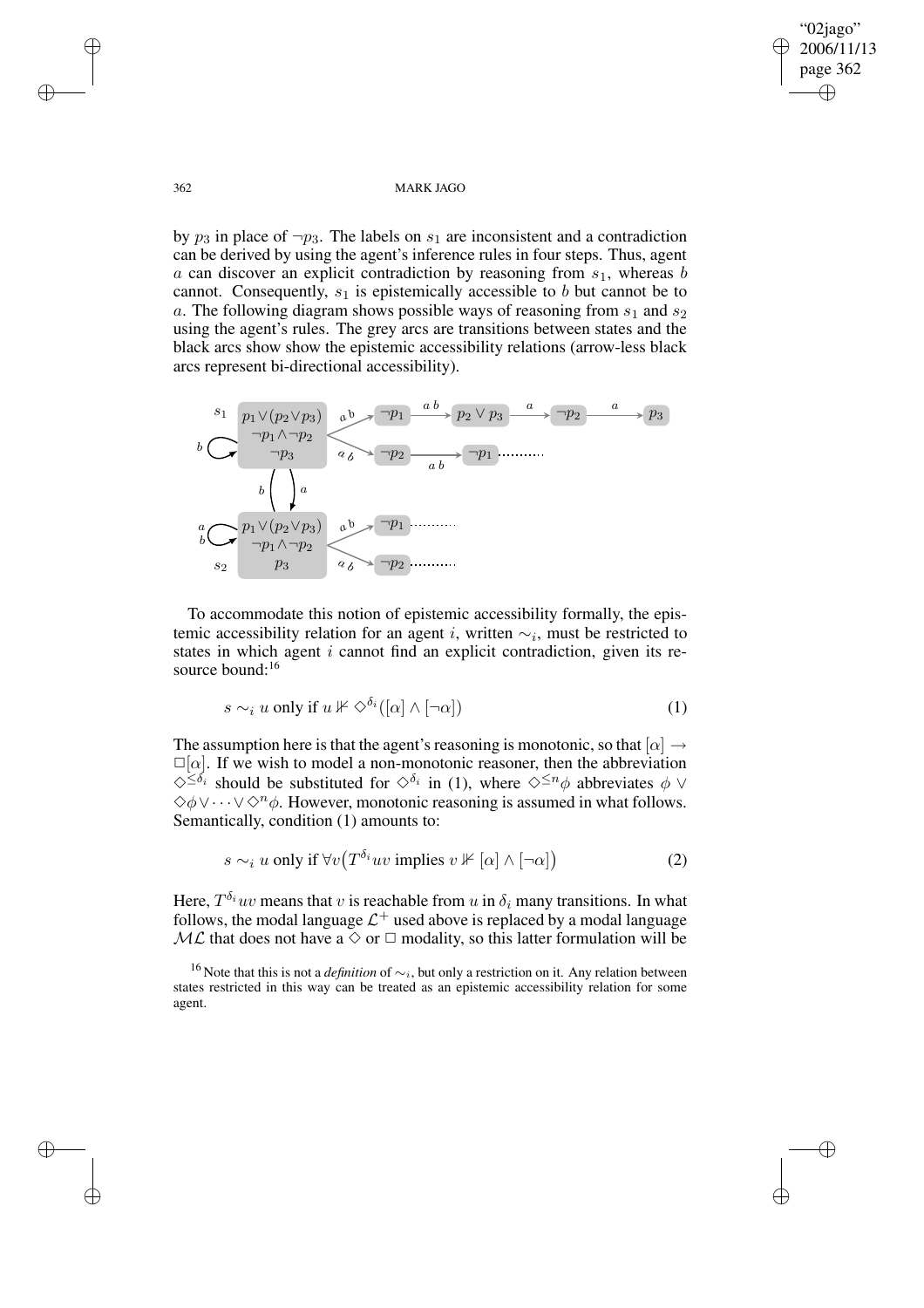by $p_3$ in place of $\neg p_3$. The labels on $s_1$ are inconsistent and a contradiction can be derived by using the agent's inference rules in four steps. Thus, agent $a$ can discover an explicit contradiction by reasoning from $s_1$, whereas $b$ cannot. Consequently, $s_1$ is epistemically accessible to $b$ but cannot be to $a$. The following diagram shows possible ways of reasoning from $s_1$ and $s_2$ using the agent's rules. The grey arcs are transitions between states and the black arcs show show the epistemic accessibility relations (arrow-less black arcs represent bi-directional accessibility).

To accommodate this notion of epistemic accessibility formally, the epistemic accessibility relation for an agent $i$, written $\sim_i$, must be restricted to states in which agent $i$ cannot find an explicit contradiction, given its resource bound:[16]

$$s \sim_i u \text{ only if } u \nVdash \Diamond^{\delta_i}([\alpha] \wedge [\neg\alpha]) \tag{1}$$

The assumption here is that the agent's reasoning is monotonic, so that $[\alpha] \rightarrow \Box[\alpha]$. If we wish to model a non-monotonic reasoner, then the abbreviation $\Diamond^{\leq \delta_i}$ should be substituted for $\Diamond^{\delta_i}$ in (1), where $\Diamond^{\leq n}\phi$ abbreviates $\phi \vee \Diamond\phi \vee \cdots \vee \Diamond^n\phi$. However, monotonic reasoning is assumed in what follows. Semantically, condition (1) amounts to:

$$s \sim_i u \text{ only if } \forall v \big(T^{\delta_i}uv \text{ implies } v \nVdash [\alpha] \wedge [\neg\alpha]\big) \tag{2}$$

Here, $T^{\delta_i}uv$ means that $v$ is reachable from $u$ in $\delta_i$ many transitions. In what follows, the modal language $\mathcal{L}^+$ used above is replaced by a modal language $\mathcal{ML}$ that does not have a $\Diamond$ or $\Box$ modality, so this latter formulation will be

[16] Note that this is not a *definition* of $\sim_i$, but only a restriction on it. Any relation between states restricted in this way can be treated as an epistemic accessibility relation for some agent.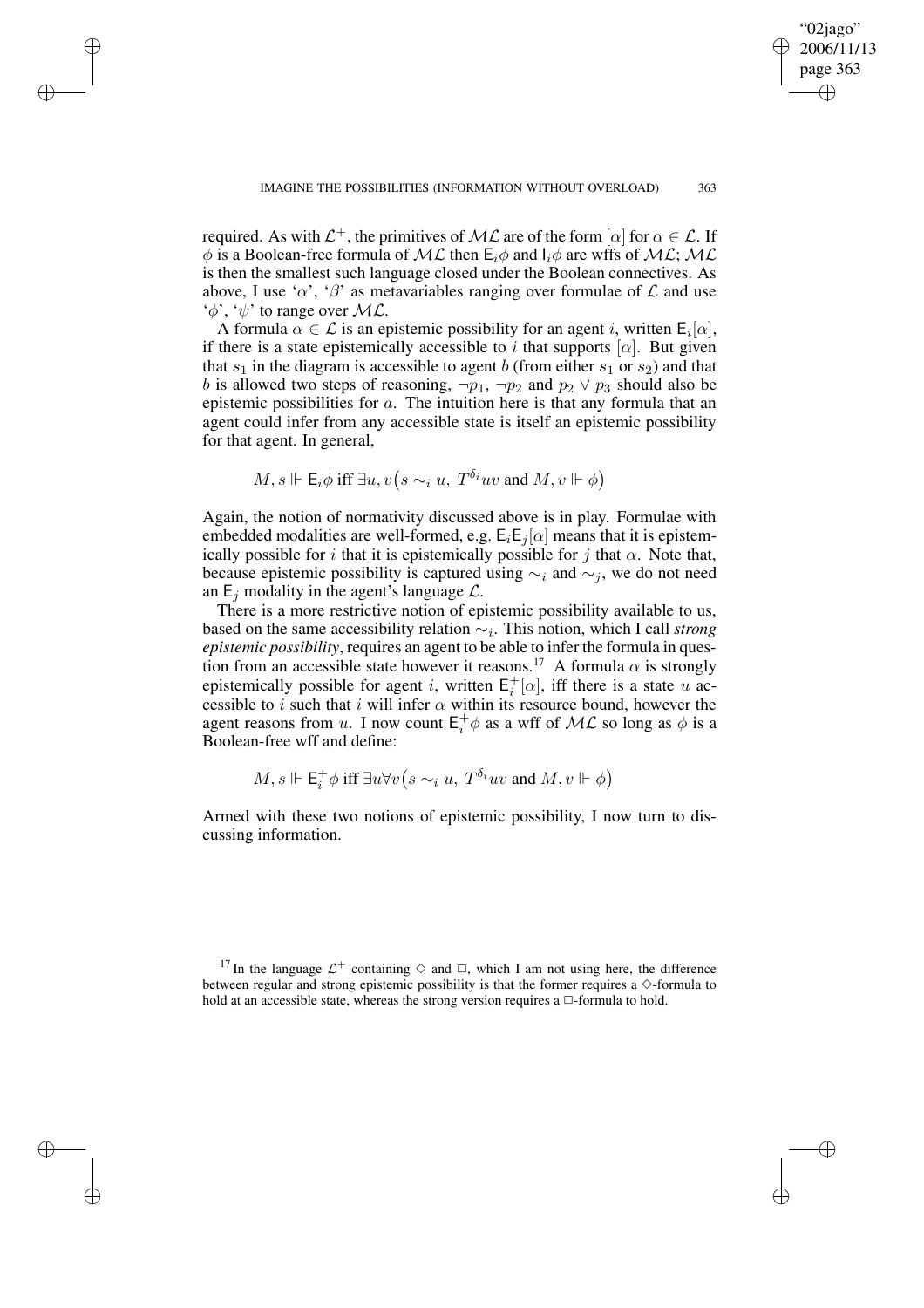required. As with $\mathcal{L}^+$, the primitives of $\mathcal{ML}$ are of the form $[\alpha]$ for $\alpha \in \mathcal{L}$. If $\phi$ is a Boolean-free formula of $\mathcal{ML}$ then $\mathsf{E}_i\phi$ and $\mathsf{I}_i\phi$ are wffs of $\mathcal{ML}$; $\mathcal{ML}$ is then the smallest such language closed under the Boolean connectives. As above, I use '$\alpha$', '$\beta$' as metavariables ranging over formulae of $\mathcal{L}$ and use '$\phi$', '$\psi$' to range over $\mathcal{ML}$.

A formula $\alpha \in \mathcal{L}$ is an epistemic possibility for an agent $i$, written $\mathsf{E}_i[\alpha]$, if there is a state epistemically accessible to $i$ that supports $[\alpha]$. But given that $s_1$ in the diagram is accessible to agent $b$ (from either $s_1$ or $s_2$) and that $b$ is allowed two steps of reasoning, $\neg p_1$, $\neg p_2$ and $p_2 \vee p_3$ should also be epistemic possibilities for $a$. The intuition here is that any formula that an agent could infer from any accessible state is itself an epistemic possibility for that agent. In general,

$$M, s \Vdash \mathsf{E}_i\phi \text{ iff } \exists u, v\big(s \sim_i u,\ T^{\delta_i}uv \text{ and } M, v \Vdash \phi\big)$$

Again, the notion of normativity discussed above is in play. Formulae with embedded modalities are well-formed, e.g. $\mathsf{E}_i\mathsf{E}_j[\alpha]$ means that it is epistemically possible for $i$ that it is epistemically possible for $j$ that $\alpha$. Note that, because epistemic possibility is captured using $\sim_i$ and $\sim_j$, we do not need an $\mathsf{E}_j$ modality in the agent's language $\mathcal{L}$.

There is a more restrictive notion of epistemic possibility available to us, based on the same accessibility relation $\sim_i$. This notion, which I call *strong epistemic possibility*, requires an agent to be able to infer the formula in question from an accessible state however it reasons.[17] A formula $\alpha$ is strongly epistemically possible for agent $i$, written $\mathsf{E}_i^+[\alpha]$, iff there is a state $u$ accessible to $i$ such that $i$ will infer $\alpha$ within its resource bound, however the agent reasons from $u$. I now count $\mathsf{E}_i^+\phi$ as a wff of $\mathcal{ML}$ so long as $\phi$ is a Boolean-free wff and define:

$$M, s \Vdash \mathsf{E}_i^+\phi \text{ iff } \exists u \forall v\big(s \sim_i u,\ T^{\delta_i}uv \text{ and } M, v \Vdash \phi\big)$$

Armed with these two notions of epistemic possibility, I now turn to discussing information.

---

[17] In the language $\mathcal{L}^+$ containing $\Diamond$ and $\Box$, which I am not using here, the difference between regular and strong epistemic possibility is that the former requires a $\Diamond$-formula to hold at an accessible state, whereas the strong version requires a $\Box$-formula to hold.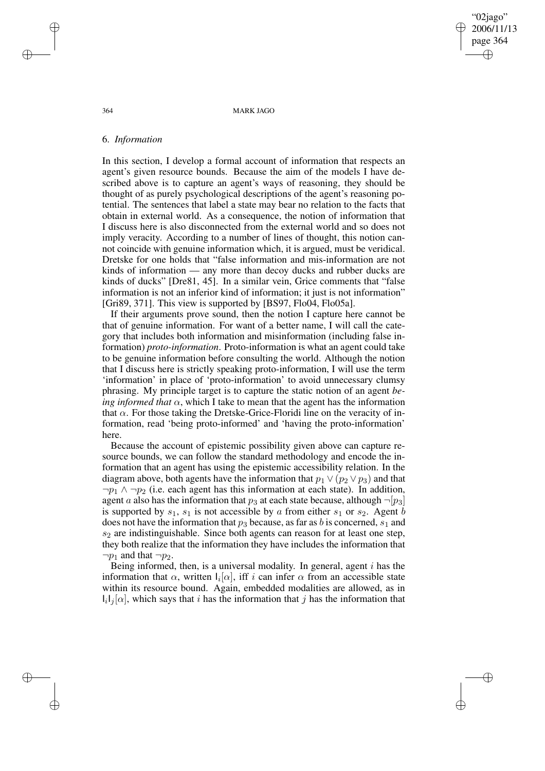## 6. *Information*

In this section, I develop a formal account of information that respects an agent's given resource bounds. Because the aim of the models I have described above is to capture an agent's ways of reasoning, they should be thought of as purely psychological descriptions of the agent's reasoning potential. The sentences that label a state may bear no relation to the facts that obtain in external world. As a consequence, the notion of information that I discuss here is also disconnected from the external world and so does not imply veracity. According to a number of lines of thought, this notion cannot coincide with genuine information which, it is argued, must be veridical. Dretske for one holds that "false information and mis-information are not kinds of information — any more than decoy ducks and rubber ducks are kinds of ducks" [Dre81, 45]. In a similar vein, Grice comments that "false information is not an inferior kind of information; it just is not information" [Gri89, 371]. This view is supported by [BS97, Flo04, Flo05a].

If their arguments prove sound, then the notion I capture here cannot be that of genuine information. For want of a better name, I will call the category that includes both information and misinformation (including false information) *proto-information*. Proto-information is what an agent could take to be genuine information before consulting the world. Although the notion that I discuss here is strictly speaking proto-information, I will use the term 'information' in place of 'proto-information' to avoid unnecessary clumsy phrasing. My principle target is to capture the static notion of an agent *being informed that* $\alpha$, which I take to mean that the agent has the information that $\alpha$. For those taking the Dretske-Grice-Floridi line on the veracity of information, read 'being proto-informed' and 'having the proto-information' here.

Because the account of epistemic possibility given above can capture resource bounds, we can follow the standard methodology and encode the information that an agent has using the epistemic accessibility relation. In the diagram above, both agents have the information that $p_1 \vee (p_2 \vee p_3)$ and that $\neg p_1 \wedge \neg p_2$ (i.e. each agent has this information at each state). In addition, agent $a$ also has the information that $p_3$ at each state because, although $\neg[p_3]$ is supported by $s_1$, $s_1$ is not accessible by $a$ from either $s_1$ or $s_2$. Agent $b$ does not have the information that $p_3$ because, as far as $b$ is concerned, $s_1$ and $s_2$ are indistinguishable. Since both agents can reason for at least one step, they both realize that the information they have includes the information that $\neg p_1$ and that $\neg p_2$.

Being informed, then, is a universal modality. In general, agent $i$ has the information that $\alpha$, written $\mathsf{I}_i[\alpha]$, iff $i$ can infer $\alpha$ from an accessible state within its resource bound. Again, embedded modalities are allowed, as in $\mathsf{I}_i\mathsf{I}_j[\alpha]$, which says that $i$ has the information that $j$ has the information that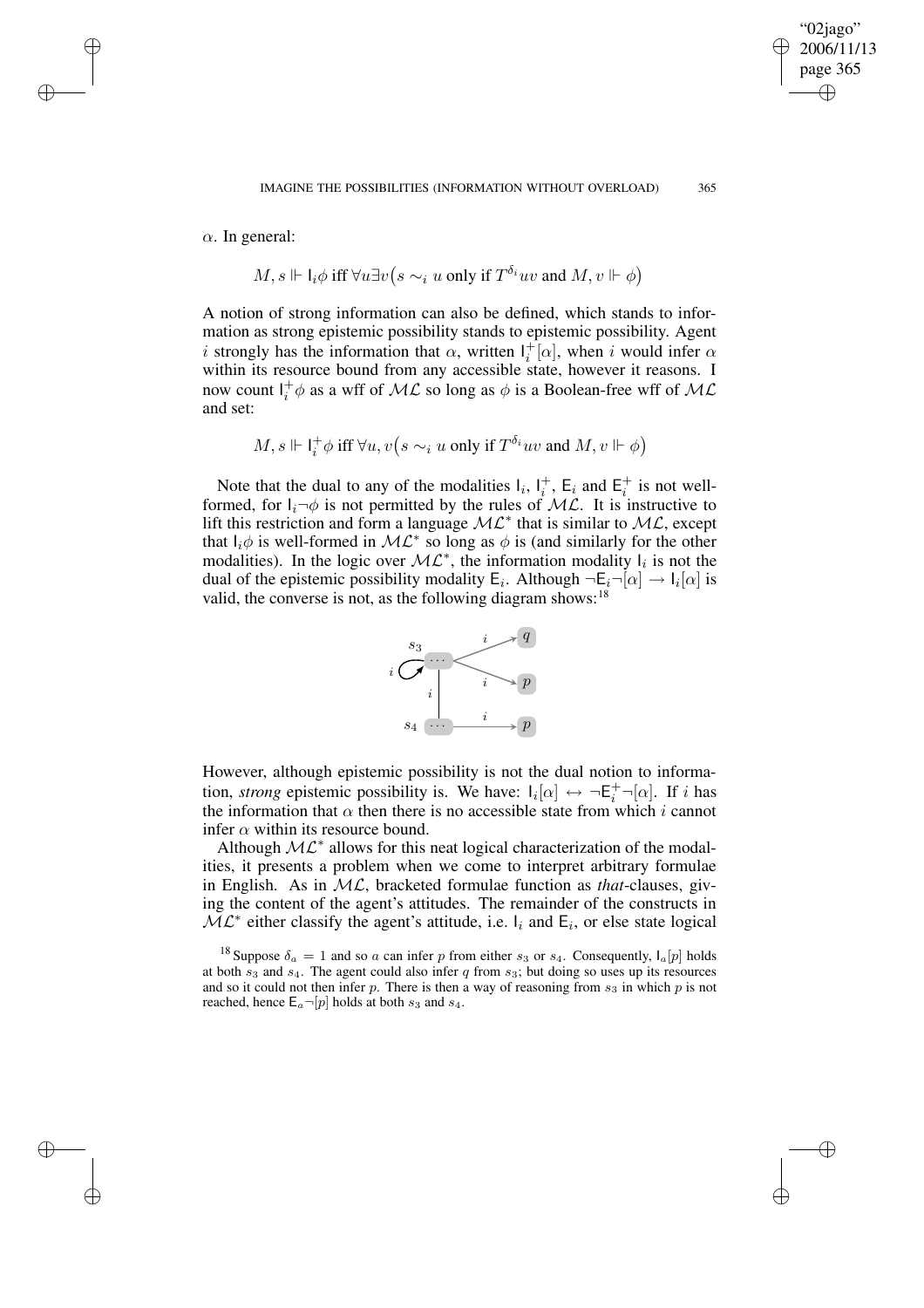$\alpha$. In general:

$$M, s \Vdash \mathsf{I}_i\phi \text{ iff } \forall u \exists v \big(s \sim_i u \text{ only if } T^{\delta_i}uv \text{ and } M, v \Vdash \phi\big)$$

A notion of strong information can also be defined, which stands to information as strong epistemic possibility stands to epistemic possibility. Agent $i$ strongly has the information that $\alpha$, written $\mathsf{I}_i^+[\alpha]$, when $i$ would infer $\alpha$ within its resource bound from any accessible state, however it reasons. I now count $\mathsf{I}_i^+\phi$ as a wff of $\mathcal{ML}$ so long as $\phi$ is a Boolean-free wff of $\mathcal{ML}$ and set:

$$M, s \Vdash \mathsf{I}_i^+\phi \text{ iff } \forall u, v \big(s \sim_i u \text{ only if } T^{\delta_i}uv \text{ and } M, v \Vdash \phi\big)$$

Note that the dual to any of the modalities $\mathsf{I}_i$, $\mathsf{I}_i^+$, $\mathsf{E}_i$ and $\mathsf{E}_i^+$ is not well-formed, for $\mathsf{I}_i\neg\phi$ is not permitted by the rules of $\mathcal{ML}$. It is instructive to lift this restriction and form a language $\mathcal{ML}^*$ that is similar to $\mathcal{ML}$, except that $\mathsf{I}_i\phi$ is well-formed in $\mathcal{ML}^*$ so long as $\phi$ is (and similarly for the other modalities). In the logic over $\mathcal{ML}^*$, the information modality $\mathsf{I}_i$ is not the dual of the epistemic possibility modality $\mathsf{E}_i$. Although $\neg\mathsf{E}_i\neg[\alpha] \rightarrow \mathsf{I}_i[\alpha]$ is valid, the converse is not, as the following diagram shows:[18]

However, although epistemic possibility is not the dual notion to information, *strong* epistemic possibility is. We have: $\mathsf{I}_i[\alpha] \leftrightarrow \neg\mathsf{E}_i^+\neg[\alpha]$. If $i$ has the information that $\alpha$ then there is no accessible state from which $i$ cannot infer $\alpha$ within its resource bound.

Although $\mathcal{ML}^*$ allows for this neat logical characterization of the modalities, it presents a problem when we come to interpret arbitrary formulae in English. As in $\mathcal{ML}$, bracketed formulae function as *that*-clauses, giving the content of the agent's attitudes. The remainder of the constructs in $\mathcal{ML}^*$ either classify the agent's attitude, i.e. $\mathsf{I}_i$ and $\mathsf{E}_i$, or else state logical

[18] Suppose $\delta_a = 1$ and so $a$ can infer $p$ from either $s_3$ or $s_4$. Consequently, $\mathsf{I}_a[p]$ holds at both $s_3$ and $s_4$. The agent could also infer $q$ from $s_3$; but doing so uses up its resources and so it could not then infer $p$. There is then a way of reasoning from $s_3$ in which $p$ is not reached, hence $\mathsf{E}_a\neg[p]$ holds at both $s_3$ and $s_4$.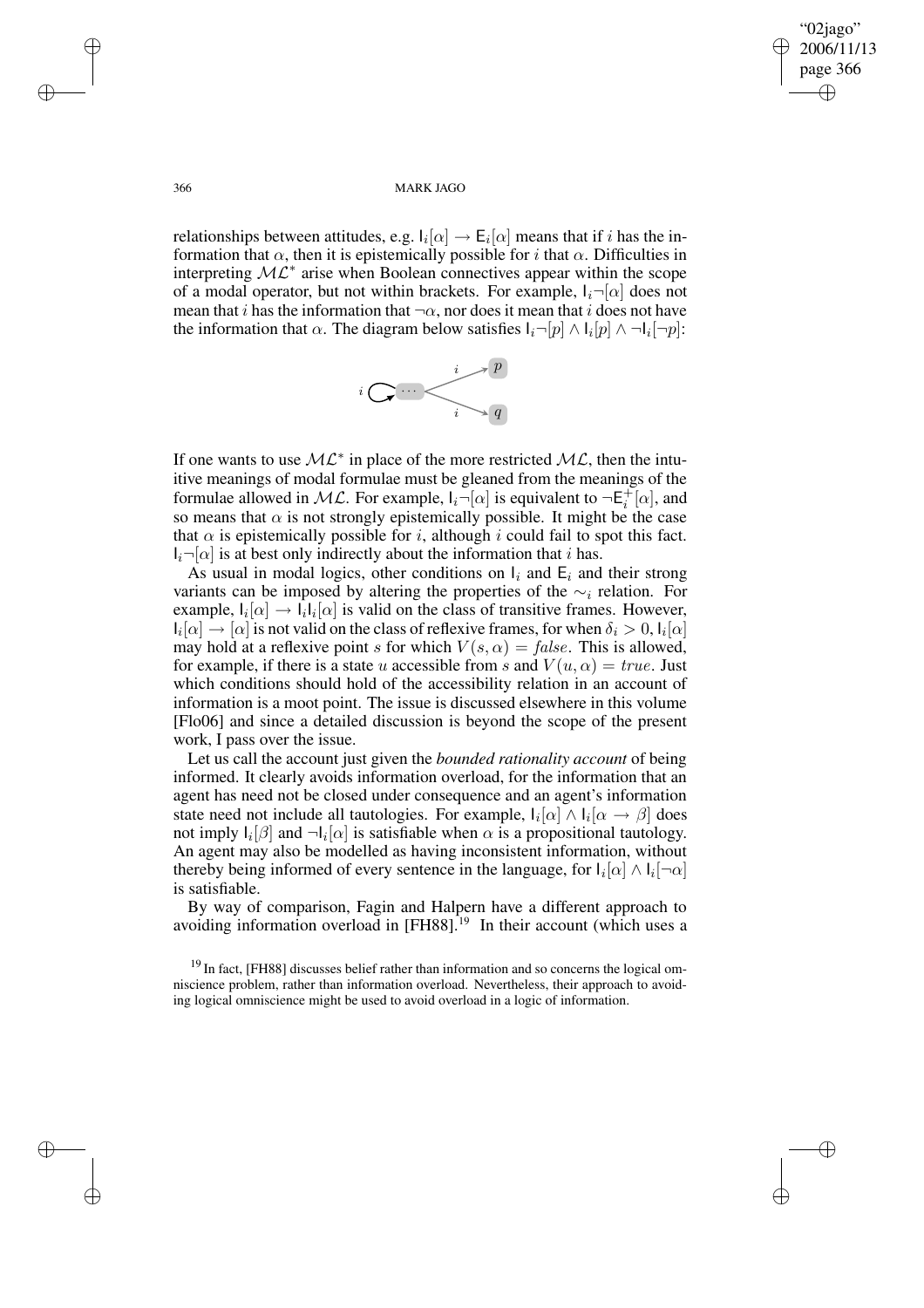relationships between attitudes, e.g. $\mathsf{I}_i[\alpha] \rightarrow \mathsf{E}_i[\alpha]$ means that if $i$ has the information that $\alpha$, then it is epistemically possible for $i$ that $\alpha$. Difficulties in interpreting $\mathcal{ML}^*$ arise when Boolean connectives appear within the scope of a modal operator, but not within brackets. For example, $\mathsf{I}_i\neg[\alpha]$ does not mean that $i$ has the information that $\neg\alpha$, nor does it mean that $i$ does not have the information that $\alpha$. The diagram below satisfies $\mathsf{I}_i\neg[p] \wedge \mathsf{I}_i[p] \wedge \neg\mathsf{I}_i[\neg p]$:

If one wants to use $\mathcal{ML}^*$ in place of the more restricted $\mathcal{ML}$, then the intuitive meanings of modal formulae must be gleaned from the meanings of the formulae allowed in $\mathcal{ML}$. For example, $\mathsf{I}_i\neg[\alpha]$ is equivalent to $\neg\mathsf{E}_i^+[\alpha]$, and so means that $\alpha$ is not strongly epistemically possible. It might be the case that $\alpha$ is epistemically possible for $i$, although $i$ could fail to spot this fact. $\mathsf{I}_i\neg[\alpha]$ is at best only indirectly about the information that $i$ has.

As usual in modal logics, other conditions on $\mathsf{I}_i$ and $\mathsf{E}_i$ and their strong variants can be imposed by altering the properties of the $\sim_i$ relation. For example, $\mathsf{I}_i[\alpha] \rightarrow \mathsf{I}_i\mathsf{I}_i[\alpha]$ is valid on the class of transitive frames. However, $\mathsf{I}_i[\alpha] \rightarrow [\alpha]$ is not valid on the class of reflexive frames, for when $\delta_i > 0$, $\mathsf{I}_i[\alpha]$ may hold at a reflexive point $s$ for which $V(s, \alpha) = \mathit{false}$. This is allowed, for example, if there is a state $u$ accessible from $s$ and $V(u, \alpha) = \mathit{true}$. Just which conditions should hold of the accessibility relation in an account of information is a moot point. The issue is discussed elsewhere in this volume [Flo06] and since a detailed discussion is beyond the scope of the present work, I pass over the issue.

Let us call the account just given the *bounded rationality account* of being informed. It clearly avoids information overload, for the information that an agent has need not be closed under consequence and an agent's information state need not include all tautologies. For example, $\mathsf{I}_i[\alpha] \wedge \mathsf{I}_i[\alpha \rightarrow \beta]$ does not imply $\mathsf{I}_i[\beta]$ and $\neg\mathsf{I}_i[\alpha]$ is satisfiable when $\alpha$ is a propositional tautology. An agent may also be modelled as having inconsistent information, without thereby being informed of every sentence in the language, for $\mathsf{I}_i[\alpha] \wedge \mathsf{I}_i[\neg\alpha]$ is satisfiable.

By way of comparison, Fagin and Halpern have a different approach to avoiding information overload in [FH88].[19] In their account (which uses a

[19] In fact, [FH88] discusses belief rather than information and so concerns the logical omniscience problem, rather than information overload. Nevertheless, their approach to avoiding logical omniscience might be used to avoid overload in a logic of information.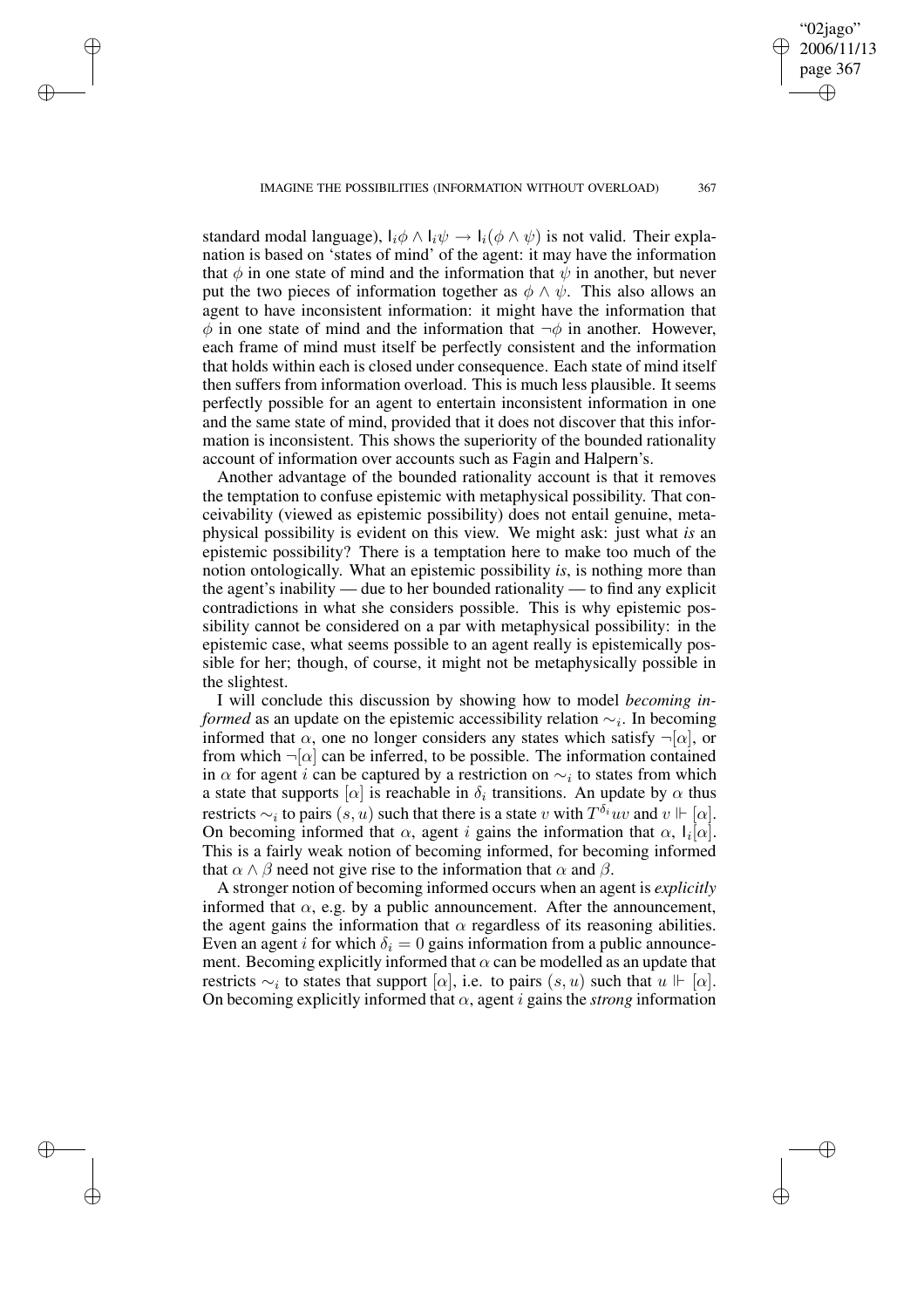standard modal language), $\mathsf{I}_i\phi \wedge \mathsf{I}_i\psi \rightarrow \mathsf{I}_i(\phi \wedge \psi)$ is not valid. Their explanation is based on 'states of mind' of the agent: it may have the information that $\phi$ in one state of mind and the information that $\psi$ in another, but never put the two pieces of information together as $\phi \wedge \psi$. This also allows an agent to have inconsistent information: it might have the information that $\phi$ in one state of mind and the information that $\neg\phi$ in another. However, each frame of mind must itself be perfectly consistent and the information that holds within each is closed under consequence. Each state of mind itself then suffers from information overload. This is much less plausible. It seems perfectly possible for an agent to entertain inconsistent information in one and the same state of mind, provided that it does not discover that this information is inconsistent. This shows the superiority of the bounded rationality account of information over accounts such as Fagin and Halpern's.

Another advantage of the bounded rationality account is that it removes the temptation to confuse epistemic with metaphysical possibility. That conceivability (viewed as epistemic possibility) does not entail genuine, metaphysical possibility is evident on this view. We might ask: just what *is* an epistemic possibility? There is a temptation here to make too much of the notion ontologically. What an epistemic possibility *is*, is nothing more than the agent's inability — due to her bounded rationality — to find any explicit contradictions in what she considers possible. This is why epistemic possibility cannot be considered on a par with metaphysical possibility: in the epistemic case, what seems possible to an agent really is epistemically possible for her; though, of course, it might not be metaphysically possible in the slightest.

I will conclude this discussion by showing how to model *becoming informed* as an update on the epistemic accessibility relation $\sim_i$. In becoming informed that $\alpha$, one no longer considers any states which satisfy $\neg[\alpha]$, or from which $\neg[\alpha]$ can be inferred, to be possible. The information contained in $\alpha$ for agent $i$ can be captured by a restriction on $\sim_i$ to states from which a state that supports $[\alpha]$ is reachable in $\delta_i$ transitions. An update by $\alpha$ thus restricts $\sim_i$ to pairs $(s, u)$ such that there is a state $v$ with $T^{\delta_i}uv$ and $v \Vdash [\alpha]$. On becoming informed that $\alpha$, agent $i$ gains the information that $\alpha$, $\mathsf{I}_i[\alpha]$. This is a fairly weak notion of becoming informed, for becoming informed that $\alpha \wedge \beta$ need not give rise to the information that $\alpha$ and $\beta$.

A stronger notion of becoming informed occurs when an agent is *explicitly* informed that $\alpha$, e.g. by a public announcement. After the announcement, the agent gains the information that $\alpha$ regardless of its reasoning abilities. Even an agent $i$ for which $\delta_i = 0$ gains information from a public announcement. Becoming explicitly informed that $\alpha$ can be modelled as an update that restricts $\sim_i$ to states that support $[\alpha]$, i.e. to pairs $(s, u)$ such that $u \Vdash [\alpha]$. On becoming explicitly informed that $\alpha$, agent $i$ gains the *strong* information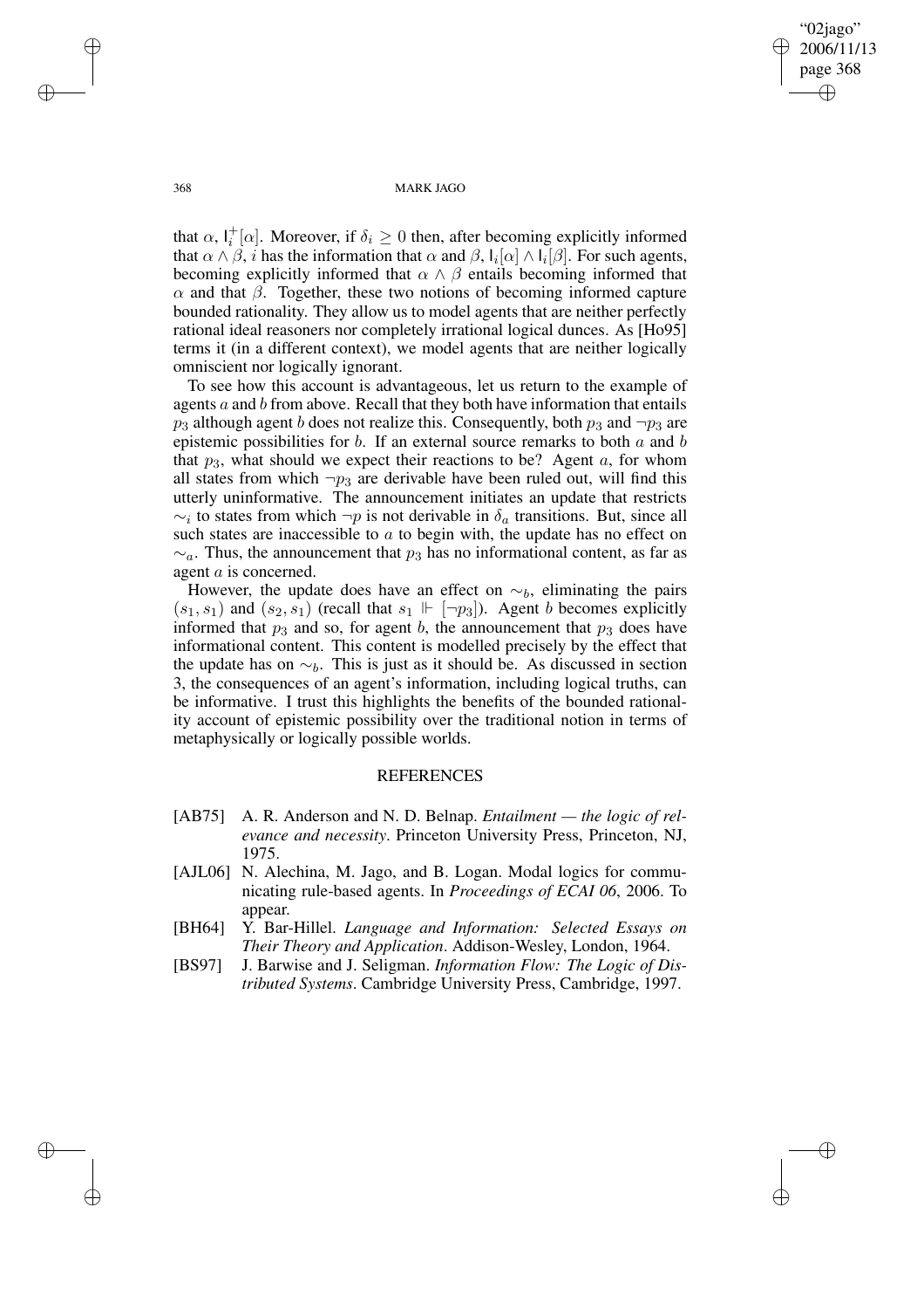that $\alpha$, $\mathsf{I}_i^+[\alpha]$. Moreover, if $\delta_i \geq 0$ then, after becoming explicitly informed that $\alpha \wedge \beta$, $i$ has the information that $\alpha$ and $\beta$, $\mathsf{I}_i[\alpha] \wedge \mathsf{I}_i[\beta]$. For such agents, becoming explicitly informed that $\alpha \wedge \beta$ entails becoming informed that $\alpha$ and that $\beta$. Together, these two notions of becoming informed capture bounded rationality. They allow us to model agents that are neither perfectly rational ideal reasoners nor completely irrational logical dunces. As [Ho95] terms it (in a different context), we model agents that are neither logically omniscient nor logically ignorant.

To see how this account is advantageous, let us return to the example of agents $a$ and $b$ from above. Recall that they both have information that entails $p_3$ although agent $b$ does not realize this. Consequently, both $p_3$ and $\neg p_3$ are epistemic possibilities for $b$. If an external source remarks to both $a$ and $b$ that $p_3$, what should we expect their reactions to be? Agent $a$, for whom all states from which $\neg p_3$ are derivable have been ruled out, will find this utterly uninformative. The announcement initiates an update that restricts $\sim_i$ to states from which $\neg p$ is not derivable in $\delta_a$ transitions. But, since all such states are inaccessible to $a$ to begin with, the update has no effect on $\sim_a$. Thus, the announcement that $p_3$ has no informational content, as far as agent $a$ is concerned.

However, the update does have an effect on $\sim_b$, eliminating the pairs $(s_1, s_1)$ and $(s_2, s_1)$ (recall that $s_1 \Vdash [\neg p_3]$). Agent $b$ becomes explicitly informed that $p_3$ and so, for agent $b$, the announcement that $p_3$ does have informational content. This content is modelled precisely by the effect that the update has on $\sim_b$. This is just as it should be. As discussed in section 3, the consequences of an agent's information, including logical truths, can be informative. I trust this highlights the benefits of the bounded rationality account of epistemic possibility over the traditional notion in terms of metaphysically or logically possible worlds.

## REFERENCES

- [AB75] A. R. Anderson and N. D. Belnap. *Entailment — the logic of relevance and necessity*. Princeton University Press, Princeton, NJ, 1975.
- [AJL06] N. Alechina, M. Jago, and B. Logan. Modal logics for communicating rule-based agents. In *Proceedings of ECAI 06*, 2006. To appear.
- [BH64] Y. Bar-Hillel. *Language and Information: Selected Essays on Their Theory and Application*. Addison-Wesley, London, 1964.
- [BS97] J. Barwise and J. Seligman. *Information Flow: The Logic of Distributed Systems*. Cambridge University Press, Cambridge, 1997.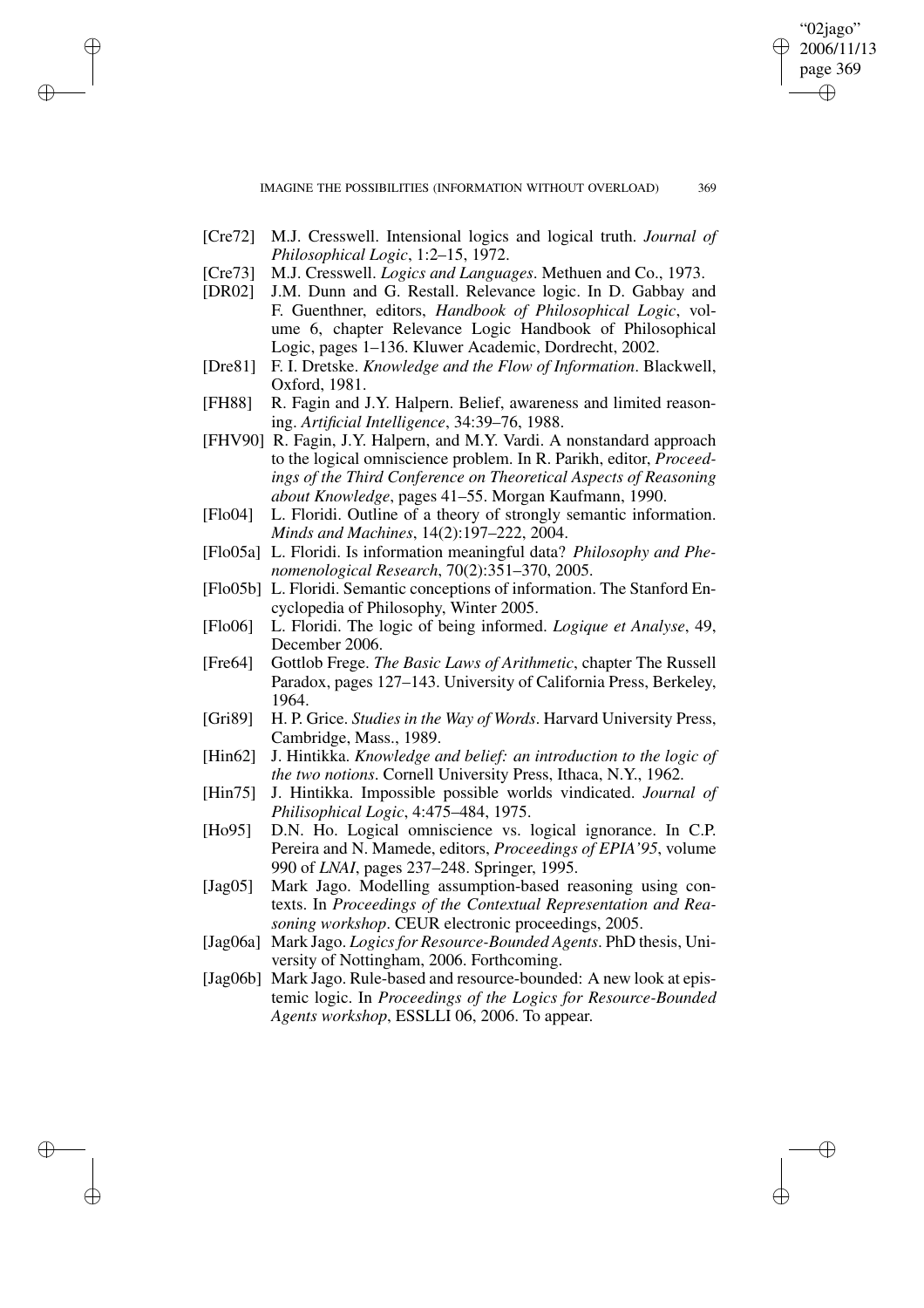[Cre72] M.J. Cresswell. Intensional logics and logical truth. *Journal of Philosophical Logic*, 1:2–15, 1972.

[Cre73] M.J. Cresswell. *Logics and Languages*. Methuen and Co., 1973.

[DR02] J.M. Dunn and G. Restall. Relevance logic. In D. Gabbay and F. Guenthner, editors, *Handbook of Philosophical Logic*, volume 6, chapter Relevance Logic Handbook of Philosophical Logic, pages 1–136. Kluwer Academic, Dordrecht, 2002.

[Dre81] F. I. Dretske. *Knowledge and the Flow of Information*. Blackwell, Oxford, 1981.

[FH88] R. Fagin and J.Y. Halpern. Belief, awareness and limited reasoning. *Artificial Intelligence*, 34:39–76, 1988.

[FHV90] R. Fagin, J.Y. Halpern, and M.Y. Vardi. A nonstandard approach to the logical omniscience problem. In R. Parikh, editor, *Proceedings of the Third Conference on Theoretical Aspects of Reasoning about Knowledge*, pages 41–55. Morgan Kaufmann, 1990.

[Flo04] L. Floridi. Outline of a theory of strongly semantic information. *Minds and Machines*, 14(2):197–222, 2004.

[Flo05a] L. Floridi. Is information meaningful data? *Philosophy and Phenomenological Research*, 70(2):351–370, 2005.

[Flo05b] L. Floridi. Semantic conceptions of information. The Stanford Encyclopedia of Philosophy, Winter 2005.

[Flo06] L. Floridi. The logic of being informed. *Logique et Analyse*, 49, December 2006.

[Fre64] Gottlob Frege. *The Basic Laws of Arithmetic*, chapter The Russell Paradox, pages 127–143. University of California Press, Berkeley, 1964.

[Gri89] H. P. Grice. *Studies in the Way of Words*. Harvard University Press, Cambridge, Mass., 1989.

[Hin62] J. Hintikka. *Knowledge and belief: an introduction to the logic of the two notions*. Cornell University Press, Ithaca, N.Y., 1962.

[Hin75] J. Hintikka. Impossible possible worlds vindicated. *Journal of Philisophical Logic*, 4:475–484, 1975.

[Ho95] D.N. Ho. Logical omniscience vs. logical ignorance. In C.P. Pereira and N. Mamede, editors, *Proceedings of EPIA'95*, volume 990 of *LNAI*, pages 237–248. Springer, 1995.

[Jag05] Mark Jago. Modelling assumption-based reasoning using contexts. In *Proceedings of the Contextual Representation and Reasoning workshop*. CEUR electronic proceedings, 2005.

[Jag06a] Mark Jago. *Logics for Resource-Bounded Agents*. PhD thesis, University of Nottingham, 2006. Forthcoming.

[Jag06b] Mark Jago. Rule-based and resource-bounded: A new look at epistemic logic. In *Proceedings of the Logics for Resource-Bounded Agents workshop*, ESSLLI 06, 2006. To appear.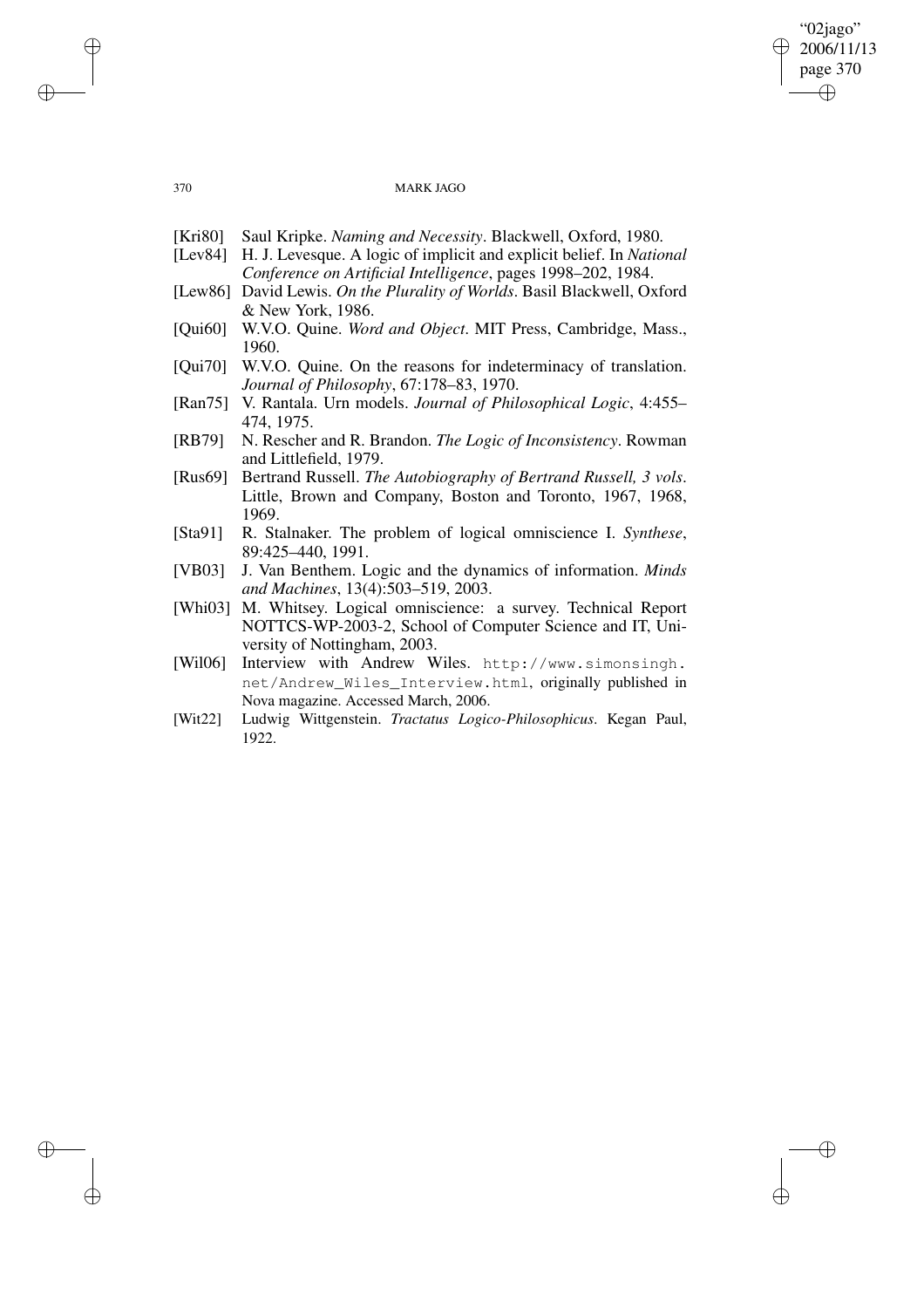[Kri80] Saul Kripke. *Naming and Necessity*. Blackwell, Oxford, 1980.

[Lev84] H. J. Levesque. A logic of implicit and explicit belief. In *National Conference on Artificial Intelligence*, pages 1998–202, 1984.

[Lew86] David Lewis. *On the Plurality of Worlds*. Basil Blackwell, Oxford & New York, 1986.

[Qui60] W.V.O. Quine. *Word and Object*. MIT Press, Cambridge, Mass., 1960.

[Qui70] W.V.O. Quine. On the reasons for indeterminacy of translation. *Journal of Philosophy*, 67:178–83, 1970.

[Ran75] V. Rantala. Urn models. *Journal of Philosophical Logic*, 4:455–474, 1975.

[RB79] N. Rescher and R. Brandon. *The Logic of Inconsistency*. Rowman and Littlefield, 1979.

[Rus69] Bertrand Russell. *The Autobiography of Bertrand Russell, 3 vols*. Little, Brown and Company, Boston and Toronto, 1967, 1968, 1969.

[Sta91] R. Stalnaker. The problem of logical omniscience I. *Synthese*, 89:425–440, 1991.

[VB03] J. Van Benthem. Logic and the dynamics of information. *Minds and Machines*, 13(4):503–519, 2003.

[Whi03] M. Whitsey. Logical omniscience: a survey. Technical Report NOTTCS-WP-2003-2, School of Computer Science and IT, University of Nottingham, 2003.

[Wil06] Interview with Andrew Wiles. `http://www.simonsingh.net/Andrew_Wiles_Interview.html`, originally published in Nova magazine. Accessed March, 2006.

[Wit22] Ludwig Wittgenstein. *Tractatus Logico-Philosophicus*. Kegan Paul, 1922.